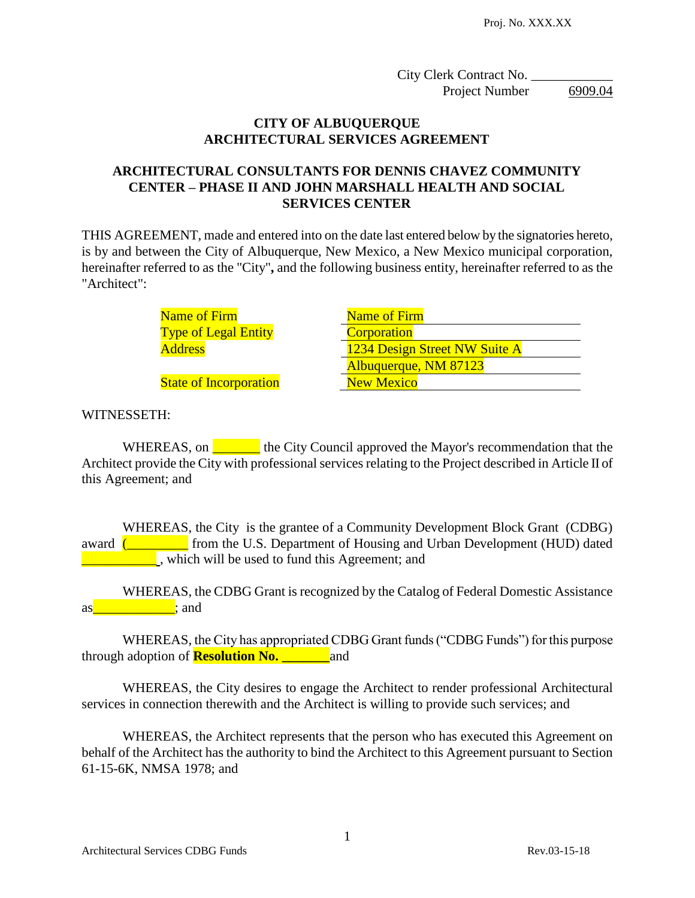Proj. No. XXX.XX

City Clerk Contract No. ____________
Project Number 6909.04

# CITY OF ALBUQUERQUE
# ARCHITECTURAL SERVICES AGREEMENT

## ARCHITECTURAL CONSULTANTS FOR DENNIS CHAVEZ COMMUNITY CENTER – PHASE II AND JOHN MARSHALL HEALTH AND SOCIAL SERVICES CENTER

THIS AGREEMENT, made and entered into on the date last entered below by the signatories hereto, is by and between the City of Albuquerque, New Mexico, a New Mexico municipal corporation, hereinafter referred to as the "City"**,** and the following business entity, hereinafter referred to as the "Architect":

| | |
|---|---|
| Name of Firm | Name of Firm |
| Type of Legal Entity | Corporation |
| Address | 1234 Design Street NW Suite A |
| | Albuquerque, NM 87123 |
| State of Incorporation | New Mexico |

WITNESSETH:

WHEREAS, on _______ the City Council approved the Mayor's recommendation that the Architect provide the City with professional services relating to the Project described in Article II of this Agreement; and

WHEREAS, the City is the grantee of a Community Development Block Grant (CDBG) award (_________ from the U.S. Department of Housing and Urban Development (HUD) dated ___________, which will be used to fund this Agreement; and

WHEREAS, the CDBG Grant is recognized by the Catalog of Federal Domestic Assistance as____________; and

WHEREAS, the City has appropriated CDBG Grant funds ("CDBG Funds") for this purpose through adoption of **Resolution No. _______** and

WHEREAS, the City desires to engage the Architect to render professional Architectural services in connection therewith and the Architect is willing to provide such services; and

WHEREAS, the Architect represents that the person who has executed this Agreement on behalf of the Architect has the authority to bind the Architect to this Agreement pursuant to Section 61-15-6K, NMSA 1978; and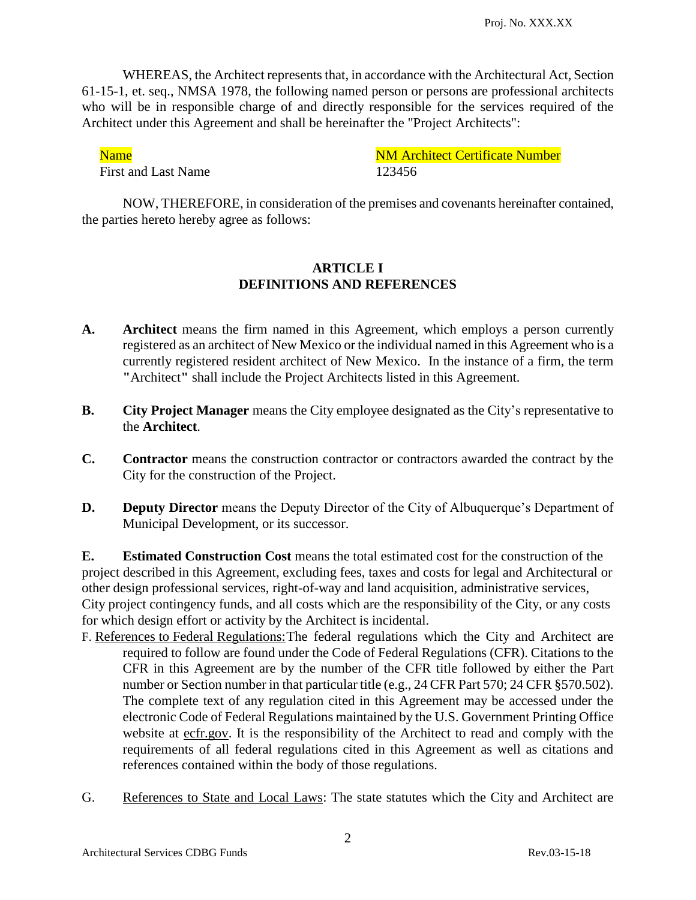WHEREAS, the Architect represents that, in accordance with the Architectural Act, Section 61-15-1, et. seq., NMSA 1978, the following named person or persons are professional architects who will be in responsible charge of and directly responsible for the services required of the Architect under this Agreement and shall be hereinafter the "Project Architects":

| Name | NM Architect Certificate Number |
| --- | --- |
| First and Last Name | 123456 |

NOW, THEREFORE, in consideration of the premises and covenants hereinafter contained, the parties hereto hereby agree as follows:

## ARTICLE I
## DEFINITIONS AND REFERENCES

**A.** **Architect** means the firm named in this Agreement, which employs a person currently registered as an architect of New Mexico or the individual named in this Agreement who is a currently registered resident architect of New Mexico. In the instance of a firm, the term **"**Architect**"** shall include the Project Architects listed in this Agreement.

**B.** **City Project Manager** means the City employee designated as the City's representative to the **Architect**.

**C.** **Contractor** means the construction contractor or contractors awarded the contract by the City for the construction of the Project.

**D.** **Deputy Director** means the Deputy Director of the City of Albuquerque's Department of Municipal Development, or its successor.

**E.** **Estimated Construction Cost** means the total estimated cost for the construction of the project described in this Agreement, excluding fees, taxes and costs for legal and Architectural or other design professional services, right-of-way and land acquisition, administrative services, City project contingency funds, and all costs which are the responsibility of the City, or any costs for which design effort or activity by the Architect is incidental.

F. References to Federal Regulations: The federal regulations which the City and Architect are required to follow are found under the Code of Federal Regulations (CFR). Citations to the CFR in this Agreement are by the number of the CFR title followed by either the Part number or Section number in that particular title (e.g., 24 CFR Part 570; 24 CFR §570.502). The complete text of any regulation cited in this Agreement may be accessed under the electronic Code of Federal Regulations maintained by the U.S. Government Printing Office website at ecfr.gov. It is the responsibility of the Architect to read and comply with the requirements of all federal regulations cited in this Agreement as well as citations and references contained within the body of those regulations.

G. References to State and Local Laws: The state statutes which the City and Architect are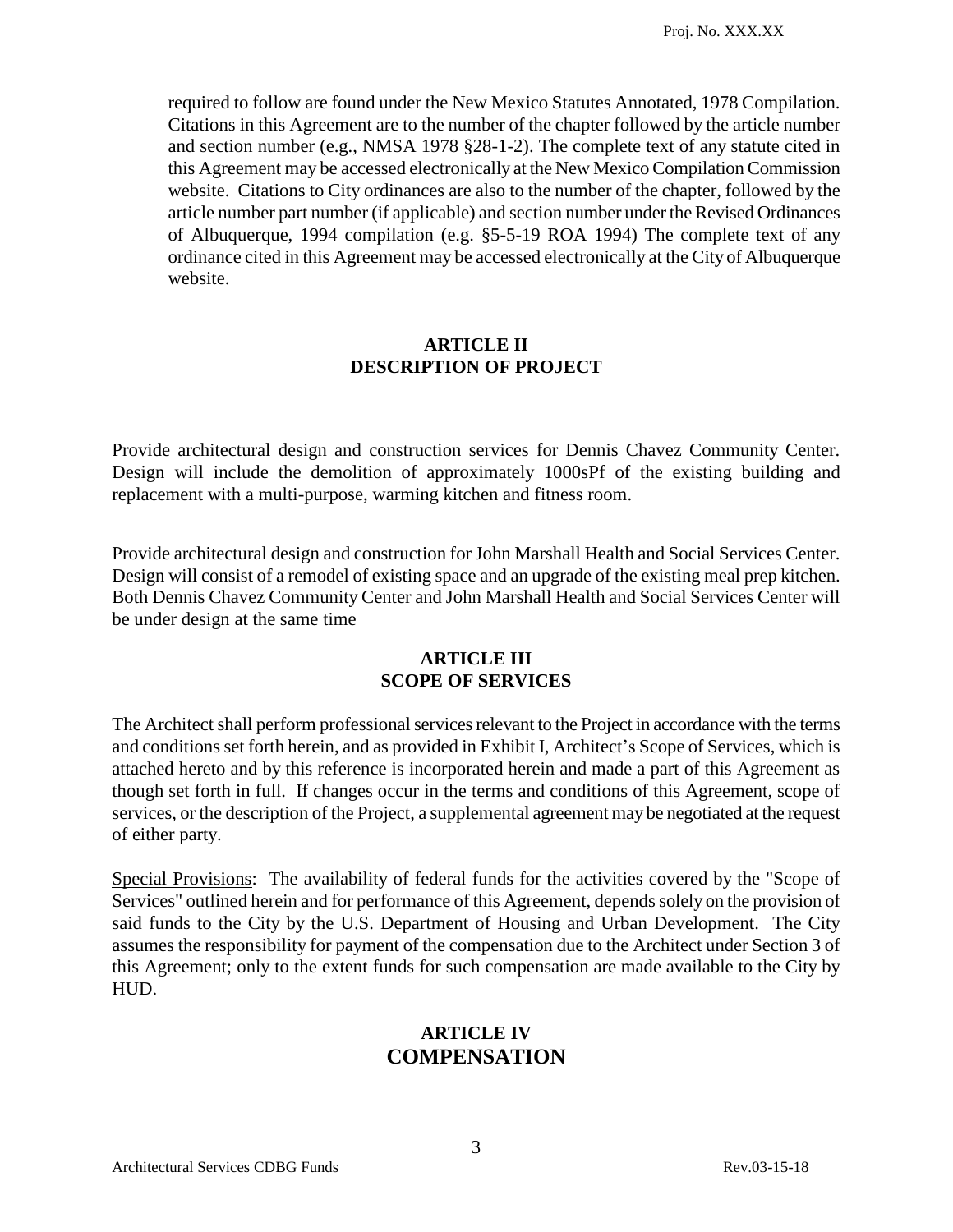required to follow are found under the New Mexico Statutes Annotated, 1978 Compilation. Citations in this Agreement are to the number of the chapter followed by the article number and section number (e.g., NMSA 1978 §28-1-2). The complete text of any statute cited in this Agreement may be accessed electronically at the New Mexico Compilation Commission website. Citations to City ordinances are also to the number of the chapter, followed by the article number part number (if applicable) and section number under the Revised Ordinances of Albuquerque, 1994 compilation (e.g. §5-5-19 ROA 1994) The complete text of any ordinance cited in this Agreement may be accessed electronically at the City of Albuquerque website.

## ARTICLE II
## DESCRIPTION OF PROJECT

Provide architectural design and construction services for Dennis Chavez Community Center. Design will include the demolition of approximately 1000sPf of the existing building and replacement with a multi-purpose, warming kitchen and fitness room.

Provide architectural design and construction for John Marshall Health and Social Services Center. Design will consist of a remodel of existing space and an upgrade of the existing meal prep kitchen. Both Dennis Chavez Community Center and John Marshall Health and Social Services Center will be under design at the same time

## ARTICLE III
## SCOPE OF SERVICES

The Architect shall perform professional services relevant to the Project in accordance with the terms and conditions set forth herein, and as provided in Exhibit I, Architect's Scope of Services, which is attached hereto and by this reference is incorporated herein and made a part of this Agreement as though set forth in full. If changes occur in the terms and conditions of this Agreement, scope of services, or the description of the Project, a supplemental agreement may be negotiated at the request of either party.

Special Provisions: The availability of federal funds for the activities covered by the "Scope of Services" outlined herein and for performance of this Agreement, depends solely on the provision of said funds to the City by the U.S. Department of Housing and Urban Development. The City assumes the responsibility for payment of the compensation due to the Architect under Section 3 of this Agreement; only to the extent funds for such compensation are made available to the City by HUD.

## ARTICLE IV
## COMPENSATION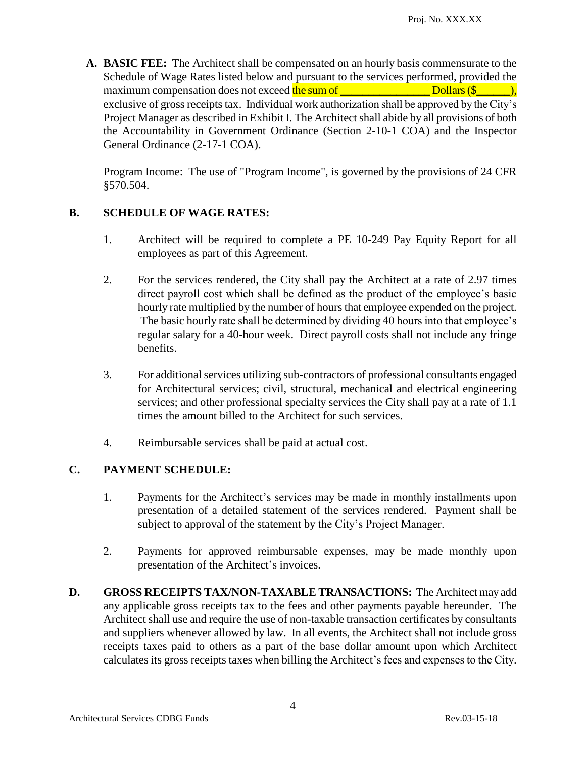**A. BASIC FEE:** The Architect shall be compensated on an hourly basis commensurate to the Schedule of Wage Rates listed below and pursuant to the services performed, provided the maximum compensation does not exceed the sum of ________________ Dollars ($______), exclusive of gross receipts tax. Individual work authorization shall be approved by the City's Project Manager as described in Exhibit I. The Architect shall abide by all provisions of both the Accountability in Government Ordinance (Section 2-10-1 COA) and the Inspector General Ordinance (2-17-1 COA).

Program Income: The use of "Program Income", is governed by the provisions of 24 CFR §570.504.

**B. SCHEDULE OF WAGE RATES:**

1. Architect will be required to complete a PE 10-249 Pay Equity Report for all employees as part of this Agreement.

2. For the services rendered, the City shall pay the Architect at a rate of 2.97 times direct payroll cost which shall be defined as the product of the employee's basic hourly rate multiplied by the number of hours that employee expended on the project. The basic hourly rate shall be determined by dividing 40 hours into that employee's regular salary for a 40-hour week. Direct payroll costs shall not include any fringe benefits.

3. For additional services utilizing sub-contractors of professional consultants engaged for Architectural services; civil, structural, mechanical and electrical engineering services; and other professional specialty services the City shall pay at a rate of 1.1 times the amount billed to the Architect for such services.

4. Reimbursable services shall be paid at actual cost.

**C. PAYMENT SCHEDULE:**

1. Payments for the Architect's services may be made in monthly installments upon presentation of a detailed statement of the services rendered. Payment shall be subject to approval of the statement by the City's Project Manager.

2. Payments for approved reimbursable expenses, may be made monthly upon presentation of the Architect's invoices.

**D. GROSS RECEIPTS TAX/NON-TAXABLE TRANSACTIONS:** The Architect may add any applicable gross receipts tax to the fees and other payments payable hereunder. The Architect shall use and require the use of non-taxable transaction certificates by consultants and suppliers whenever allowed by law. In all events, the Architect shall not include gross receipts taxes paid to others as a part of the base dollar amount upon which Architect calculates its gross receipts taxes when billing the Architect's fees and expenses to the City.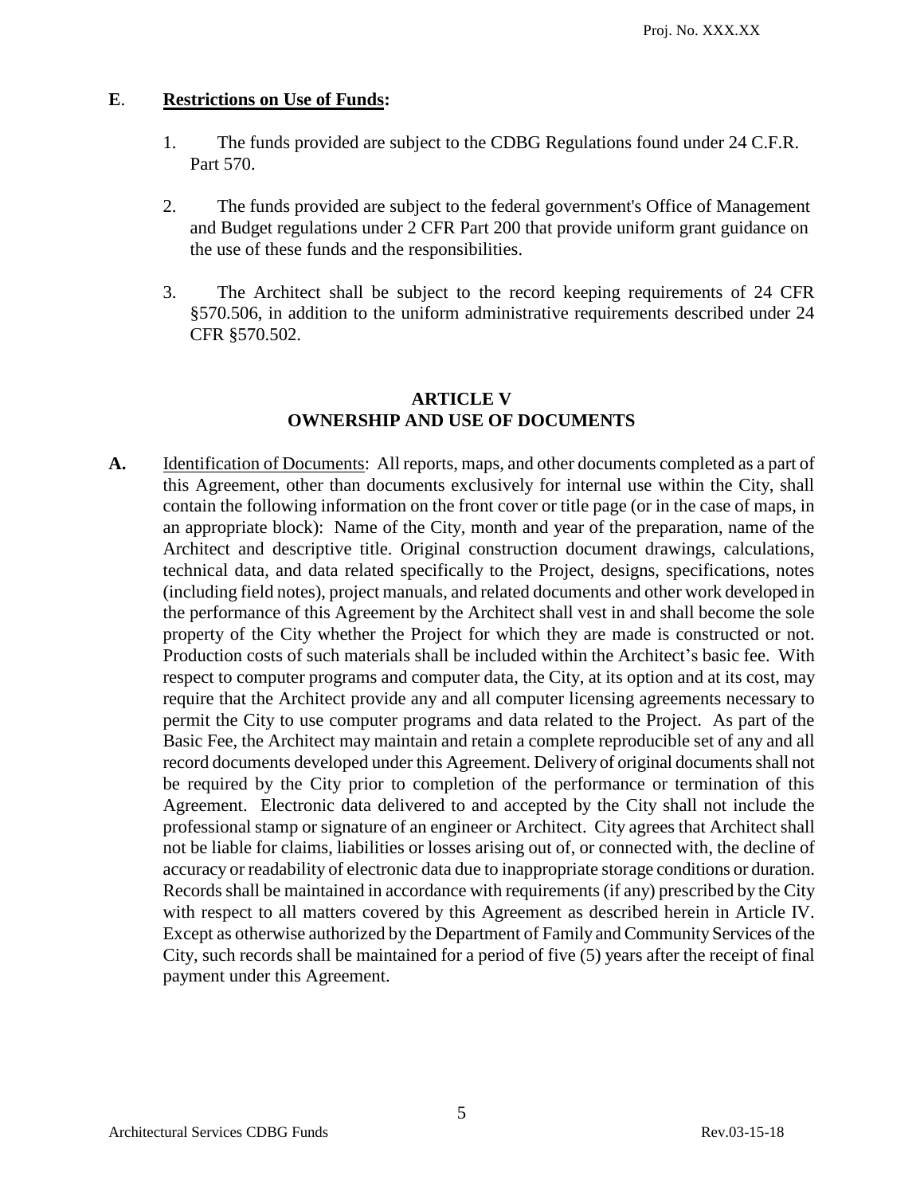**E**. **Restrictions on Use of Funds:**

1. The funds provided are subject to the CDBG Regulations found under 24 C.F.R. Part 570.

2. The funds provided are subject to the federal government's Office of Management and Budget regulations under 2 CFR Part 200 that provide uniform grant guidance on the use of these funds and the responsibilities.

3. The Architect shall be subject to the record keeping requirements of 24 CFR §570.506, in addition to the uniform administrative requirements described under 24 CFR §570.502.

## ARTICLE V
## OWNERSHIP AND USE OF DOCUMENTS

**A.** Identification of Documents: All reports, maps, and other documents completed as a part of this Agreement, other than documents exclusively for internal use within the City, shall contain the following information on the front cover or title page (or in the case of maps, in an appropriate block): Name of the City, month and year of the preparation, name of the Architect and descriptive title. Original construction document drawings, calculations, technical data, and data related specifically to the Project, designs, specifications, notes (including field notes), project manuals, and related documents and other work developed in the performance of this Agreement by the Architect shall vest in and shall become the sole property of the City whether the Project for which they are made is constructed or not. Production costs of such materials shall be included within the Architect's basic fee. With respect to computer programs and computer data, the City, at its option and at its cost, may require that the Architect provide any and all computer licensing agreements necessary to permit the City to use computer programs and data related to the Project. As part of the Basic Fee, the Architect may maintain and retain a complete reproducible set of any and all record documents developed under this Agreement. Delivery of original documents shall not be required by the City prior to completion of the performance or termination of this Agreement. Electronic data delivered to and accepted by the City shall not include the professional stamp or signature of an engineer or Architect. City agrees that Architect shall not be liable for claims, liabilities or losses arising out of, or connected with, the decline of accuracy or readability of electronic data due to inappropriate storage conditions or duration. Records shall be maintained in accordance with requirements (if any) prescribed by the City with respect to all matters covered by this Agreement as described herein in Article IV. Except as otherwise authorized by the Department of Family and Community Services of the City, such records shall be maintained for a period of five (5) years after the receipt of final payment under this Agreement.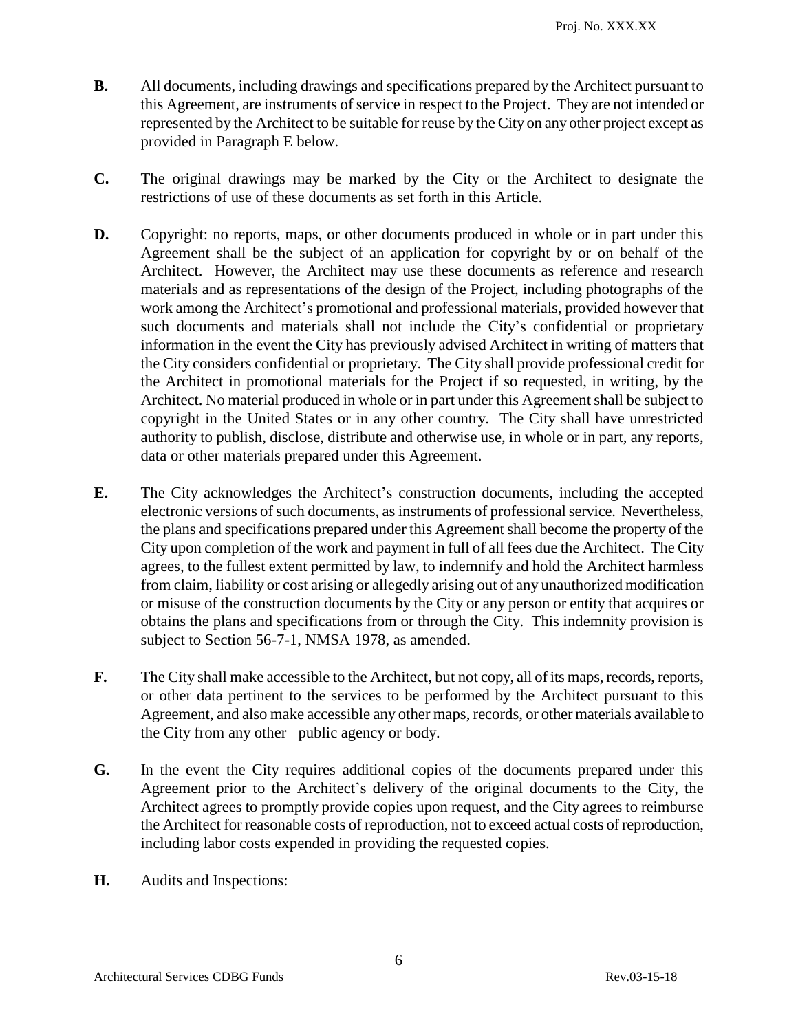**B.** All documents, including drawings and specifications prepared by the Architect pursuant to this Agreement, are instruments of service in respect to the Project. They are not intended or represented by the Architect to be suitable for reuse by the City on any other project except as provided in Paragraph E below.

**C.** The original drawings may be marked by the City or the Architect to designate the restrictions of use of these documents as set forth in this Article.

**D.** Copyright: no reports, maps, or other documents produced in whole or in part under this Agreement shall be the subject of an application for copyright by or on behalf of the Architect. However, the Architect may use these documents as reference and research materials and as representations of the design of the Project, including photographs of the work among the Architect's promotional and professional materials, provided however that such documents and materials shall not include the City's confidential or proprietary information in the event the City has previously advised Architect in writing of matters that the City considers confidential or proprietary. The City shall provide professional credit for the Architect in promotional materials for the Project if so requested, in writing, by the Architect. No material produced in whole or in part under this Agreement shall be subject to copyright in the United States or in any other country. The City shall have unrestricted authority to publish, disclose, distribute and otherwise use, in whole or in part, any reports, data or other materials prepared under this Agreement.

**E.** The City acknowledges the Architect's construction documents, including the accepted electronic versions of such documents, as instruments of professional service. Nevertheless, the plans and specifications prepared under this Agreement shall become the property of the City upon completion of the work and payment in full of all fees due the Architect. The City agrees, to the fullest extent permitted by law, to indemnify and hold the Architect harmless from claim, liability or cost arising or allegedly arising out of any unauthorized modification or misuse of the construction documents by the City or any person or entity that acquires or obtains the plans and specifications from or through the City. This indemnity provision is subject to Section 56-7-1, NMSA 1978, as amended.

**F.** The City shall make accessible to the Architect, but not copy, all of its maps, records, reports, or other data pertinent to the services to be performed by the Architect pursuant to this Agreement, and also make accessible any other maps, records, or other materials available to the City from any other public agency or body.

**G.** In the event the City requires additional copies of the documents prepared under this Agreement prior to the Architect's delivery of the original documents to the City, the Architect agrees to promptly provide copies upon request, and the City agrees to reimburse the Architect for reasonable costs of reproduction, not to exceed actual costs of reproduction, including labor costs expended in providing the requested copies.

**H.** Audits and Inspections: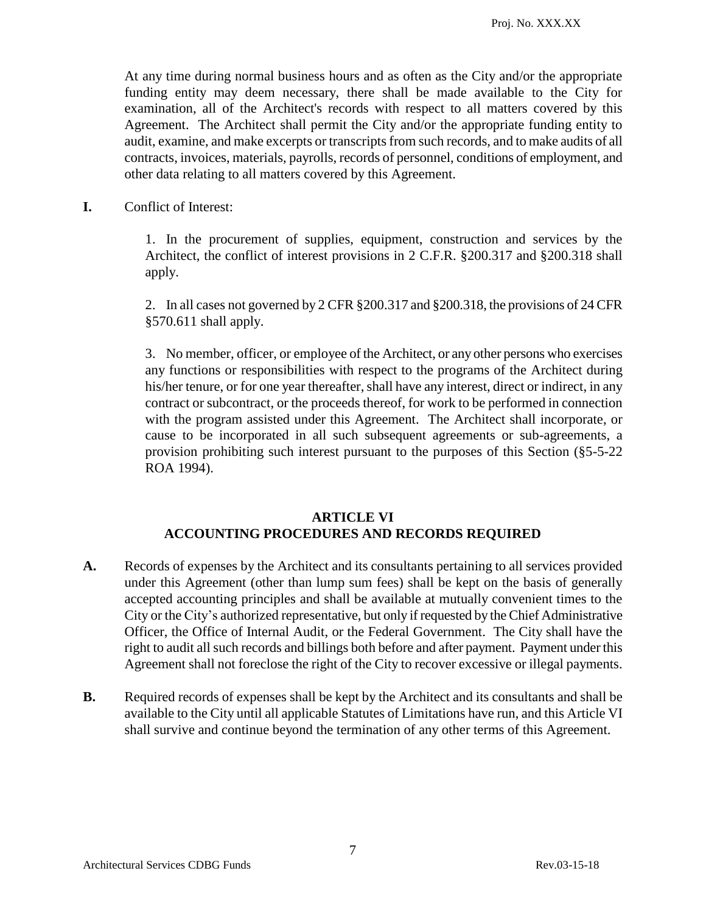At any time during normal business hours and as often as the City and/or the appropriate funding entity may deem necessary, there shall be made available to the City for examination, all of the Architect's records with respect to all matters covered by this Agreement. The Architect shall permit the City and/or the appropriate funding entity to audit, examine, and make excerpts or transcripts from such records, and to make audits of all contracts, invoices, materials, payrolls, records of personnel, conditions of employment, and other data relating to all matters covered by this Agreement.

**I.** Conflict of Interest:

1. In the procurement of supplies, equipment, construction and services by the Architect, the conflict of interest provisions in 2 C.F.R. §200.317 and §200.318 shall apply.

2. In all cases not governed by 2 CFR §200.317 and §200.318, the provisions of 24 CFR §570.611 shall apply.

3. No member, officer, or employee of the Architect, or any other persons who exercises any functions or responsibilities with respect to the programs of the Architect during his/her tenure, or for one year thereafter, shall have any interest, direct or indirect, in any contract or subcontract, or the proceeds thereof, for work to be performed in connection with the program assisted under this Agreement. The Architect shall incorporate, or cause to be incorporated in all such subsequent agreements or sub-agreements, a provision prohibiting such interest pursuant to the purposes of this Section (§5-5-22 ROA 1994).

## ARTICLE VI
## ACCOUNTING PROCEDURES AND RECORDS REQUIRED

**A.** Records of expenses by the Architect and its consultants pertaining to all services provided under this Agreement (other than lump sum fees) shall be kept on the basis of generally accepted accounting principles and shall be available at mutually convenient times to the City or the City's authorized representative, but only if requested by the Chief Administrative Officer, the Office of Internal Audit, or the Federal Government. The City shall have the right to audit all such records and billings both before and after payment. Payment under this Agreement shall not foreclose the right of the City to recover excessive or illegal payments.

**B.** Required records of expenses shall be kept by the Architect and its consultants and shall be available to the City until all applicable Statutes of Limitations have run, and this Article VI shall survive and continue beyond the termination of any other terms of this Agreement.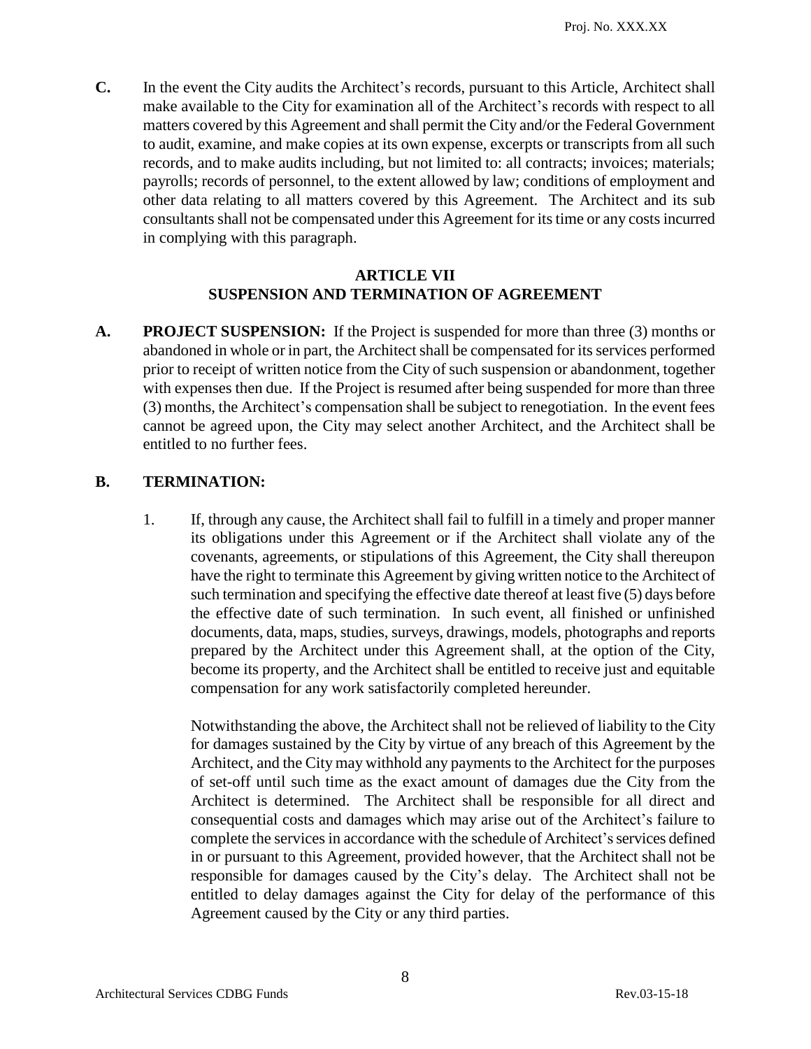**C.** In the event the City audits the Architect's records, pursuant to this Article, Architect shall make available to the City for examination all of the Architect's records with respect to all matters covered by this Agreement and shall permit the City and/or the Federal Government to audit, examine, and make copies at its own expense, excerpts or transcripts from all such records, and to make audits including, but not limited to: all contracts; invoices; materials; payrolls; records of personnel, to the extent allowed by law; conditions of employment and other data relating to all matters covered by this Agreement. The Architect and its sub consultants shall not be compensated under this Agreement for its time or any costs incurred in complying with this paragraph.

## ARTICLE VII
## SUSPENSION AND TERMINATION OF AGREEMENT

**A. PROJECT SUSPENSION:** If the Project is suspended for more than three (3) months or abandoned in whole or in part, the Architect shall be compensated for its services performed prior to receipt of written notice from the City of such suspension or abandonment, together with expenses then due. If the Project is resumed after being suspended for more than three (3) months, the Architect's compensation shall be subject to renegotiation. In the event fees cannot be agreed upon, the City may select another Architect, and the Architect shall be entitled to no further fees.

**B. TERMINATION:**

1. If, through any cause, the Architect shall fail to fulfill in a timely and proper manner its obligations under this Agreement or if the Architect shall violate any of the covenants, agreements, or stipulations of this Agreement, the City shall thereupon have the right to terminate this Agreement by giving written notice to the Architect of such termination and specifying the effective date thereof at least five (5) days before the effective date of such termination. In such event, all finished or unfinished documents, data, maps, studies, surveys, drawings, models, photographs and reports prepared by the Architect under this Agreement shall, at the option of the City, become its property, and the Architect shall be entitled to receive just and equitable compensation for any work satisfactorily completed hereunder.

   Notwithstanding the above, the Architect shall not be relieved of liability to the City for damages sustained by the City by virtue of any breach of this Agreement by the Architect, and the City may withhold any payments to the Architect for the purposes of set-off until such time as the exact amount of damages due the City from the Architect is determined. The Architect shall be responsible for all direct and consequential costs and damages which may arise out of the Architect's failure to complete the services in accordance with the schedule of Architect's services defined in or pursuant to this Agreement, provided however, that the Architect shall not be responsible for damages caused by the City's delay. The Architect shall not be entitled to delay damages against the City for delay of the performance of this Agreement caused by the City or any third parties.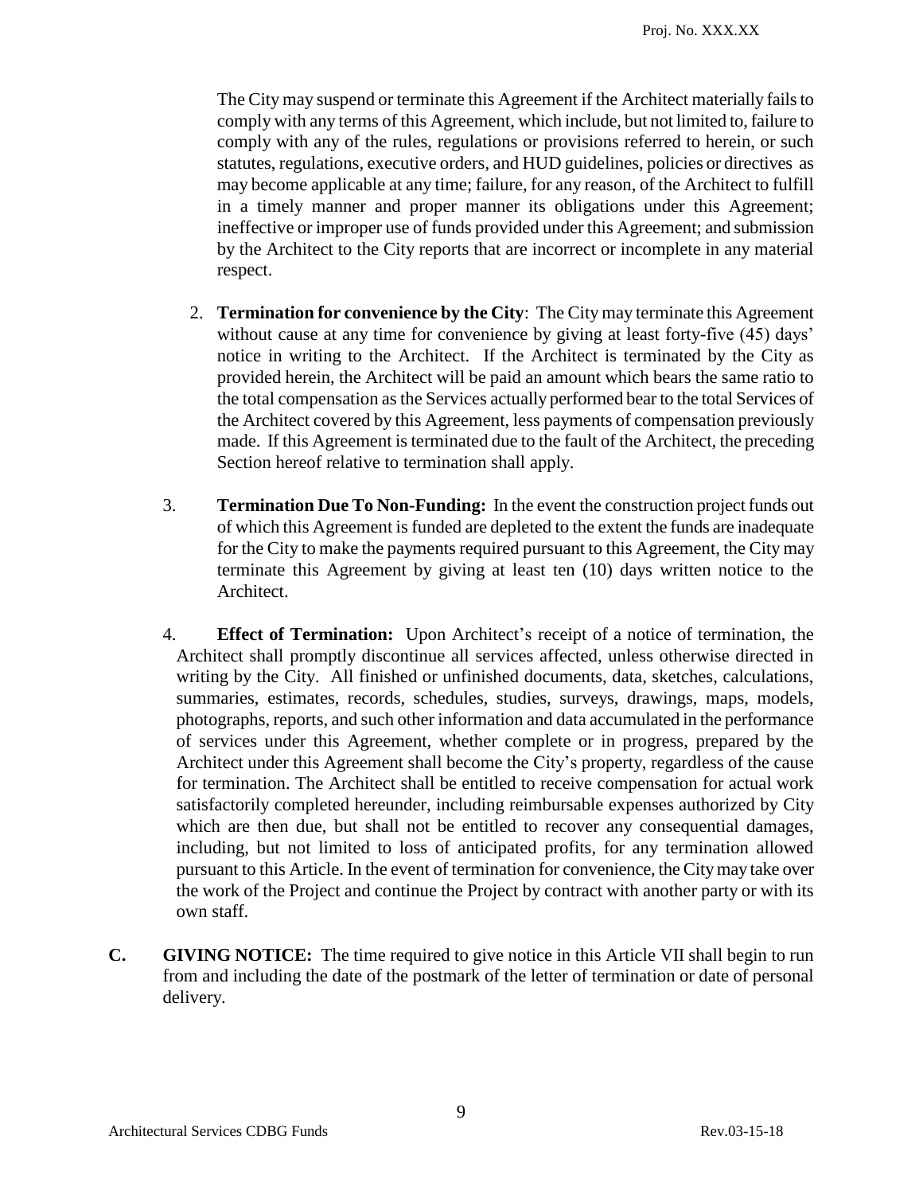The City may suspend or terminate this Agreement if the Architect materially fails to comply with any terms of this Agreement, which include, but not limited to, failure to comply with any of the rules, regulations or provisions referred to herein, or such statutes, regulations, executive orders, and HUD guidelines, policies or directives as may become applicable at any time; failure, for any reason, of the Architect to fulfill in a timely manner and proper manner its obligations under this Agreement; ineffective or improper use of funds provided under this Agreement; and submission by the Architect to the City reports that are incorrect or incomplete in any material respect.

2. **Termination for convenience by the City**: The City may terminate this Agreement without cause at any time for convenience by giving at least forty-five (45) days' notice in writing to the Architect. If the Architect is terminated by the City as provided herein, the Architect will be paid an amount which bears the same ratio to the total compensation as the Services actually performed bear to the total Services of the Architect covered by this Agreement, less payments of compensation previously made. If this Agreement is terminated due to the fault of the Architect, the preceding Section hereof relative to termination shall apply.

3. **Termination Due To Non-Funding:** In the event the construction project funds out of which this Agreement is funded are depleted to the extent the funds are inadequate for the City to make the payments required pursuant to this Agreement, the City may terminate this Agreement by giving at least ten (10) days written notice to the Architect.

4. **Effect of Termination:** Upon Architect's receipt of a notice of termination, the Architect shall promptly discontinue all services affected, unless otherwise directed in writing by the City. All finished or unfinished documents, data, sketches, calculations, summaries, estimates, records, schedules, studies, surveys, drawings, maps, models, photographs, reports, and such other information and data accumulated in the performance of services under this Agreement, whether complete or in progress, prepared by the Architect under this Agreement shall become the City's property, regardless of the cause for termination. The Architect shall be entitled to receive compensation for actual work satisfactorily completed hereunder, including reimbursable expenses authorized by City which are then due, but shall not be entitled to recover any consequential damages, including, but not limited to loss of anticipated profits, for any termination allowed pursuant to this Article. In the event of termination for convenience, the City may take over the work of the Project and continue the Project by contract with another party or with its own staff.

**C. GIVING NOTICE:** The time required to give notice in this Article VII shall begin to run from and including the date of the postmark of the letter of termination or date of personal delivery.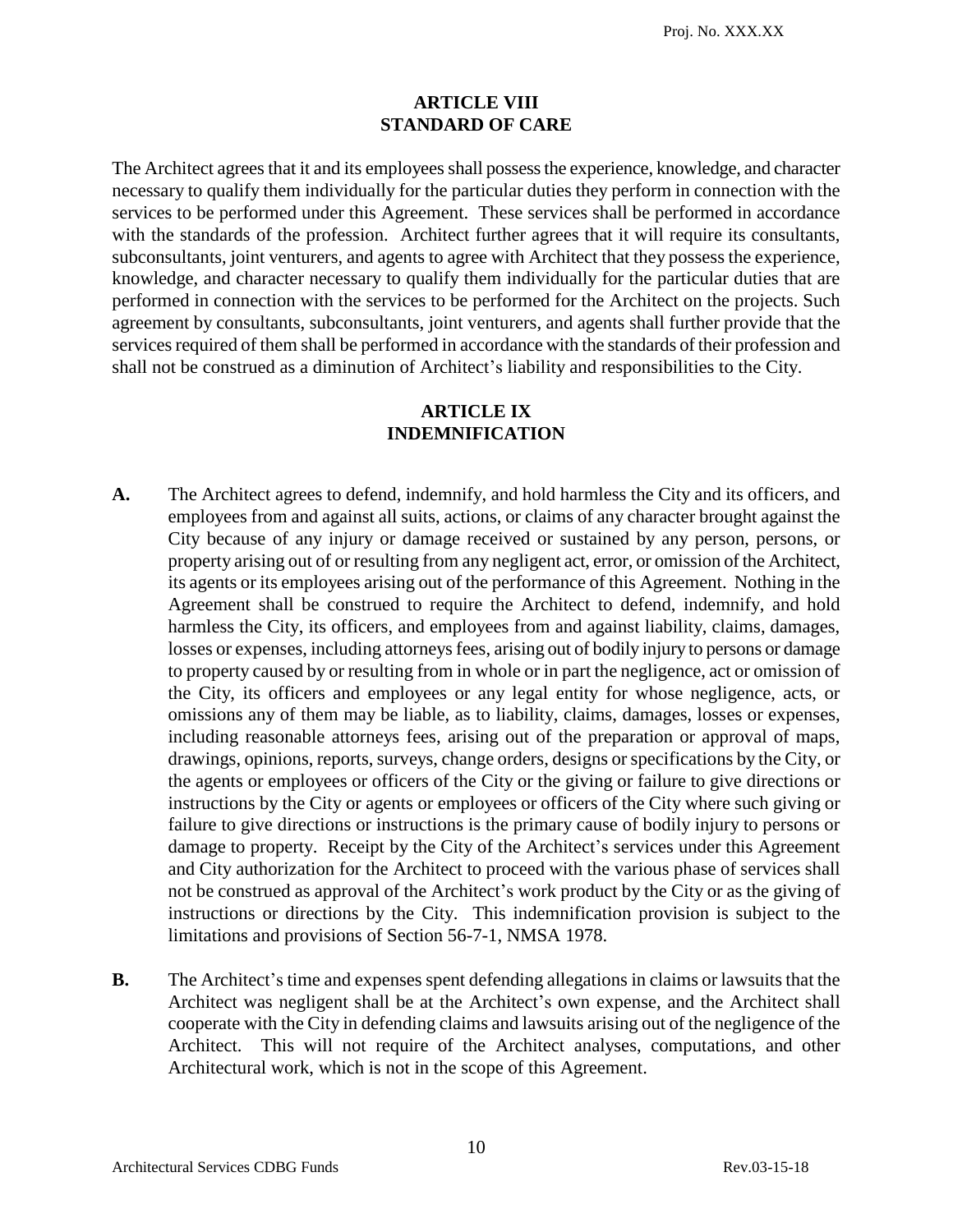## ARTICLE VIII
## STANDARD OF CARE

The Architect agrees that it and its employees shall possess the experience, knowledge, and character necessary to qualify them individually for the particular duties they perform in connection with the services to be performed under this Agreement. These services shall be performed in accordance with the standards of the profession. Architect further agrees that it will require its consultants, subconsultants, joint venturers, and agents to agree with Architect that they possess the experience, knowledge, and character necessary to qualify them individually for the particular duties that are performed in connection with the services to be performed for the Architect on the projects. Such agreement by consultants, subconsultants, joint venturers, and agents shall further provide that the services required of them shall be performed in accordance with the standards of their profession and shall not be construed as a diminution of Architect's liability and responsibilities to the City.

## ARTICLE IX
## INDEMNIFICATION

**A.** The Architect agrees to defend, indemnify, and hold harmless the City and its officers, and employees from and against all suits, actions, or claims of any character brought against the City because of any injury or damage received or sustained by any person, persons, or property arising out of or resulting from any negligent act, error, or omission of the Architect, its agents or its employees arising out of the performance of this Agreement. Nothing in the Agreement shall be construed to require the Architect to defend, indemnify, and hold harmless the City, its officers, and employees from and against liability, claims, damages, losses or expenses, including attorneys fees, arising out of bodily injury to persons or damage to property caused by or resulting from in whole or in part the negligence, act or omission of the City, its officers and employees or any legal entity for whose negligence, acts, or omissions any of them may be liable, as to liability, claims, damages, losses or expenses, including reasonable attorneys fees, arising out of the preparation or approval of maps, drawings, opinions, reports, surveys, change orders, designs or specifications by the City, or the agents or employees or officers of the City or the giving or failure to give directions or instructions by the City or agents or employees or officers of the City where such giving or failure to give directions or instructions is the primary cause of bodily injury to persons or damage to property. Receipt by the City of the Architect's services under this Agreement and City authorization for the Architect to proceed with the various phase of services shall not be construed as approval of the Architect's work product by the City or as the giving of instructions or directions by the City. This indemnification provision is subject to the limitations and provisions of Section 56-7-1, NMSA 1978.

**B.** The Architect's time and expenses spent defending allegations in claims or lawsuits that the Architect was negligent shall be at the Architect's own expense, and the Architect shall cooperate with the City in defending claims and lawsuits arising out of the negligence of the Architect. This will not require of the Architect analyses, computations, and other Architectural work, which is not in the scope of this Agreement.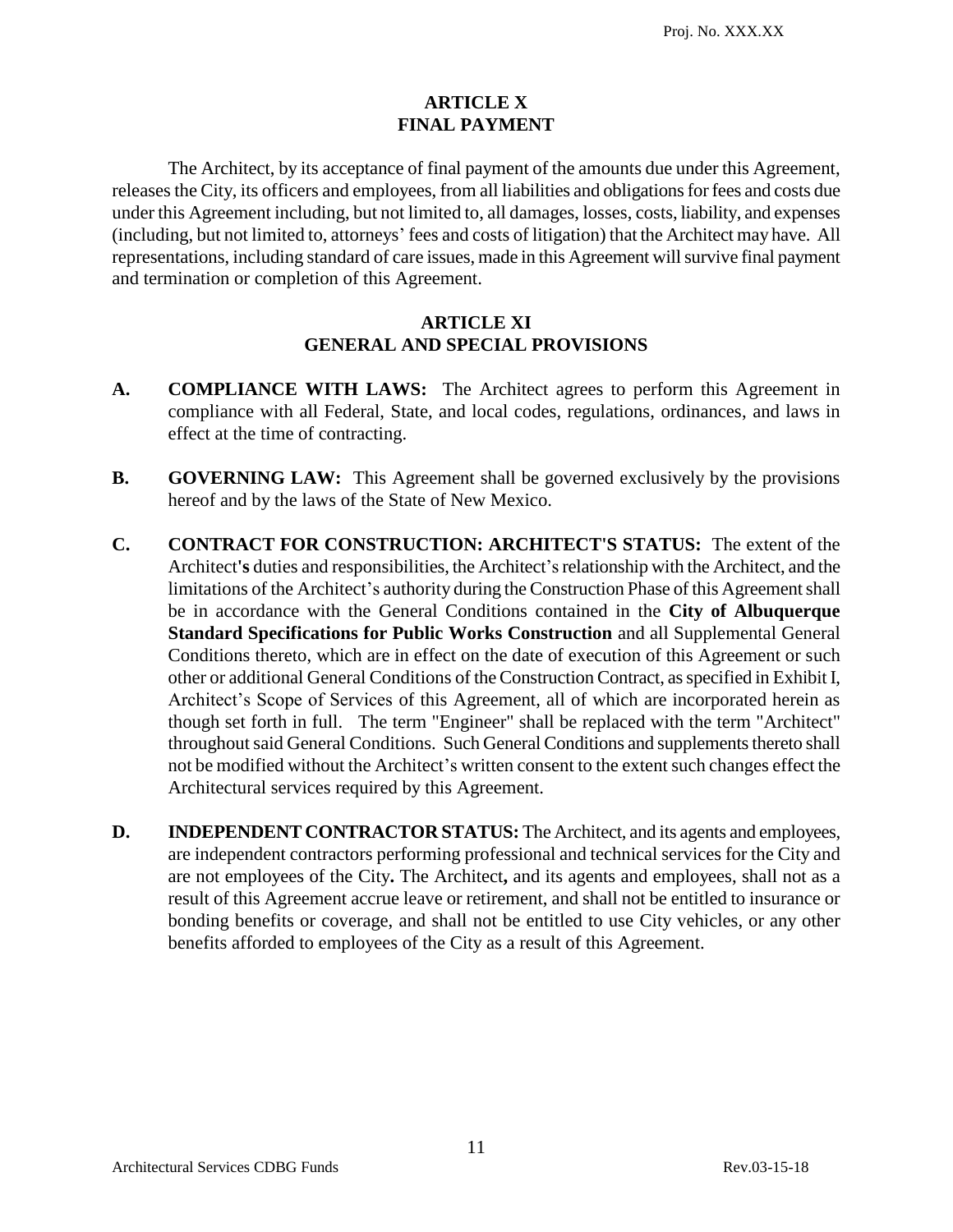## ARTICLE X
## FINAL PAYMENT

The Architect, by its acceptance of final payment of the amounts due under this Agreement, releases the City, its officers and employees, from all liabilities and obligations for fees and costs due under this Agreement including, but not limited to, all damages, losses, costs, liability, and expenses (including, but not limited to, attorneys' fees and costs of litigation) that the Architect may have. All representations, including standard of care issues, made in this Agreement will survive final payment and termination or completion of this Agreement.

## ARTICLE XI
## GENERAL AND SPECIAL PROVISIONS

**A. COMPLIANCE WITH LAWS:** The Architect agrees to perform this Agreement in compliance with all Federal, State, and local codes, regulations, ordinances, and laws in effect at the time of contracting.

**B. GOVERNING LAW:** This Agreement shall be governed exclusively by the provisions hereof and by the laws of the State of New Mexico.

**C. CONTRACT FOR CONSTRUCTION: ARCHITECT'S STATUS:** The extent of the Architect's duties and responsibilities, the Architect's relationship with the Architect, and the limitations of the Architect's authority during the Construction Phase of this Agreement shall be in accordance with the General Conditions contained in the **City of Albuquerque Standard Specifications for Public Works Construction** and all Supplemental General Conditions thereto, which are in effect on the date of execution of this Agreement or such other or additional General Conditions of the Construction Contract, as specified in Exhibit I, Architect's Scope of Services of this Agreement, all of which are incorporated herein as though set forth in full. The term "Engineer" shall be replaced with the term "Architect" throughout said General Conditions. Such General Conditions and supplements thereto shall not be modified without the Architect's written consent to the extent such changes effect the Architectural services required by this Agreement.

**D. INDEPENDENT CONTRACTOR STATUS:** The Architect, and its agents and employees, are independent contractors performing professional and technical services for the City and are not employees of the City. The Architect, and its agents and employees, shall not as a result of this Agreement accrue leave or retirement, and shall not be entitled to insurance or bonding benefits or coverage, and shall not be entitled to use City vehicles, or any other benefits afforded to employees of the City as a result of this Agreement.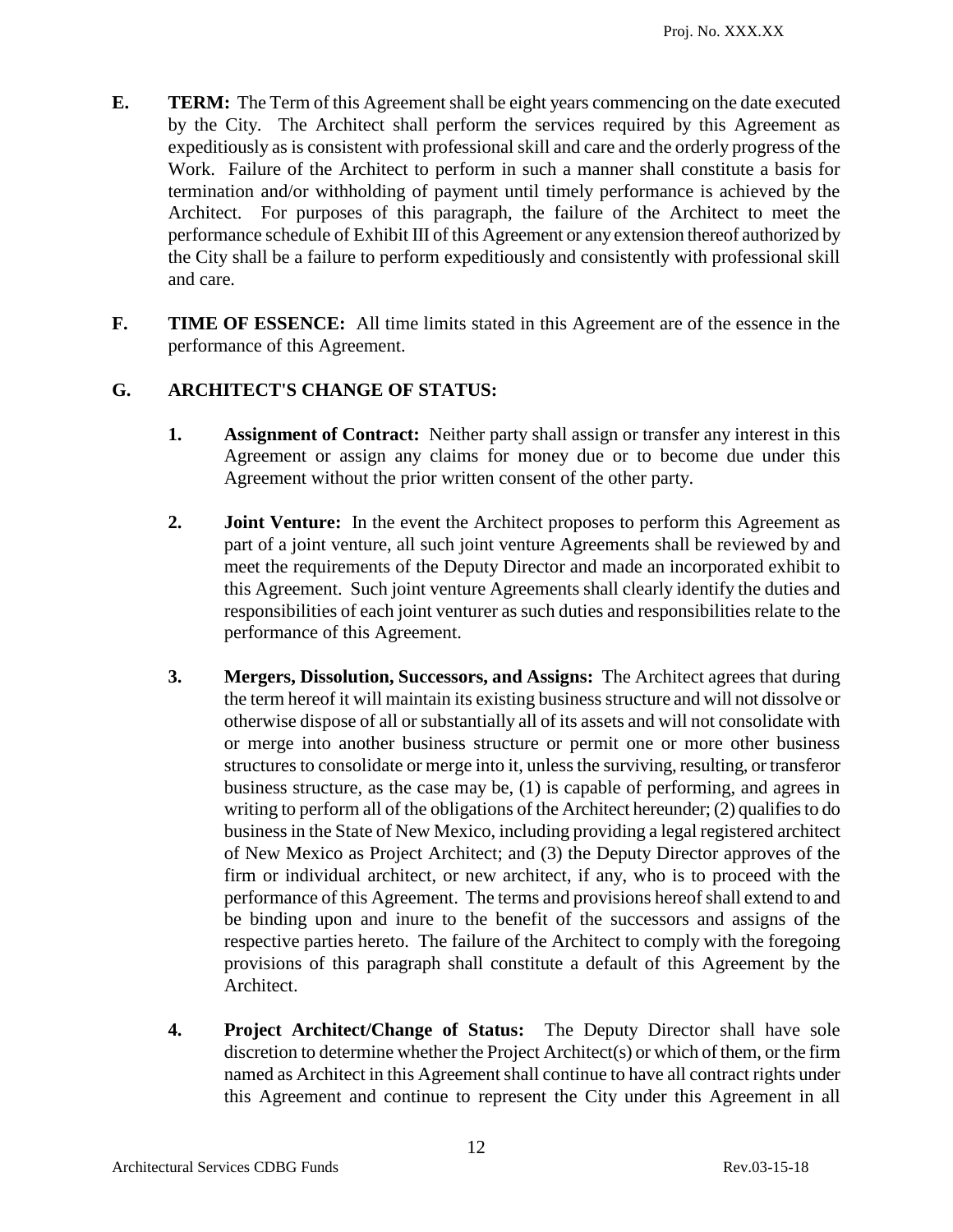**E.** **TERM:** The Term of this Agreement shall be eight years commencing on the date executed by the City. The Architect shall perform the services required by this Agreement as expeditiously as is consistent with professional skill and care and the orderly progress of the Work. Failure of the Architect to perform in such a manner shall constitute a basis for termination and/or withholding of payment until timely performance is achieved by the Architect. For purposes of this paragraph, the failure of the Architect to meet the performance schedule of Exhibit III of this Agreement or any extension thereof authorized by the City shall be a failure to perform expeditiously and consistently with professional skill and care.

**F.** **TIME OF ESSENCE:** All time limits stated in this Agreement are of the essence in the performance of this Agreement.

**G.** **ARCHITECT'S CHANGE OF STATUS:**

**1.** **Assignment of Contract:** Neither party shall assign or transfer any interest in this Agreement or assign any claims for money due or to become due under this Agreement without the prior written consent of the other party.

**2.** **Joint Venture:** In the event the Architect proposes to perform this Agreement as part of a joint venture, all such joint venture Agreements shall be reviewed by and meet the requirements of the Deputy Director and made an incorporated exhibit to this Agreement. Such joint venture Agreements shall clearly identify the duties and responsibilities of each joint venturer as such duties and responsibilities relate to the performance of this Agreement.

**3.** **Mergers, Dissolution, Successors, and Assigns:** The Architect agrees that during the term hereof it will maintain its existing business structure and will not dissolve or otherwise dispose of all or substantially all of its assets and will not consolidate with or merge into another business structure or permit one or more other business structures to consolidate or merge into it, unless the surviving, resulting, or transferor business structure, as the case may be, (1) is capable of performing, and agrees in writing to perform all of the obligations of the Architect hereunder; (2) qualifies to do business in the State of New Mexico, including providing a legal registered architect of New Mexico as Project Architect; and (3) the Deputy Director approves of the firm or individual architect, or new architect, if any, who is to proceed with the performance of this Agreement. The terms and provisions hereof shall extend to and be binding upon and inure to the benefit of the successors and assigns of the respective parties hereto. The failure of the Architect to comply with the foregoing provisions of this paragraph shall constitute a default of this Agreement by the Architect.

**4.** **Project Architect/Change of Status:** The Deputy Director shall have sole discretion to determine whether the Project Architect(s) or which of them, or the firm named as Architect in this Agreement shall continue to have all contract rights under this Agreement and continue to represent the City under this Agreement in all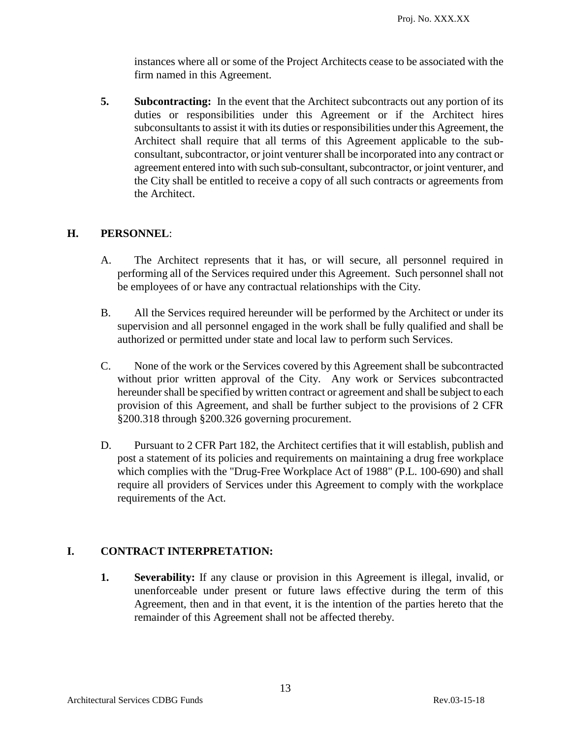instances where all or some of the Project Architects cease to be associated with the firm named in this Agreement.

**5. Subcontracting:** In the event that the Architect subcontracts out any portion of its duties or responsibilities under this Agreement or if the Architect hires subconsultants to assist it with its duties or responsibilities under this Agreement, the Architect shall require that all terms of this Agreement applicable to the sub-consultant, subcontractor, or joint venturer shall be incorporated into any contract or agreement entered into with such sub-consultant, subcontractor, or joint venturer, and the City shall be entitled to receive a copy of all such contracts or agreements from the Architect.

## H. PERSONNEL:

A. The Architect represents that it has, or will secure, all personnel required in performing all of the Services required under this Agreement. Such personnel shall not be employees of or have any contractual relationships with the City.

B. All the Services required hereunder will be performed by the Architect or under its supervision and all personnel engaged in the work shall be fully qualified and shall be authorized or permitted under state and local law to perform such Services.

C. None of the work or the Services covered by this Agreement shall be subcontracted without prior written approval of the City. Any work or Services subcontracted hereunder shall be specified by written contract or agreement and shall be subject to each provision of this Agreement, and shall be further subject to the provisions of 2 CFR §200.318 through §200.326 governing procurement.

D. Pursuant to 2 CFR Part 182, the Architect certifies that it will establish, publish and post a statement of its policies and requirements on maintaining a drug free workplace which complies with the "Drug-Free Workplace Act of 1988" (P.L. 100-690) and shall require all providers of Services under this Agreement to comply with the workplace requirements of the Act.

## I. CONTRACT INTERPRETATION:

**1. Severability:** If any clause or provision in this Agreement is illegal, invalid, or unenforceable under present or future laws effective during the term of this Agreement, then and in that event, it is the intention of the parties hereto that the remainder of this Agreement shall not be affected thereby.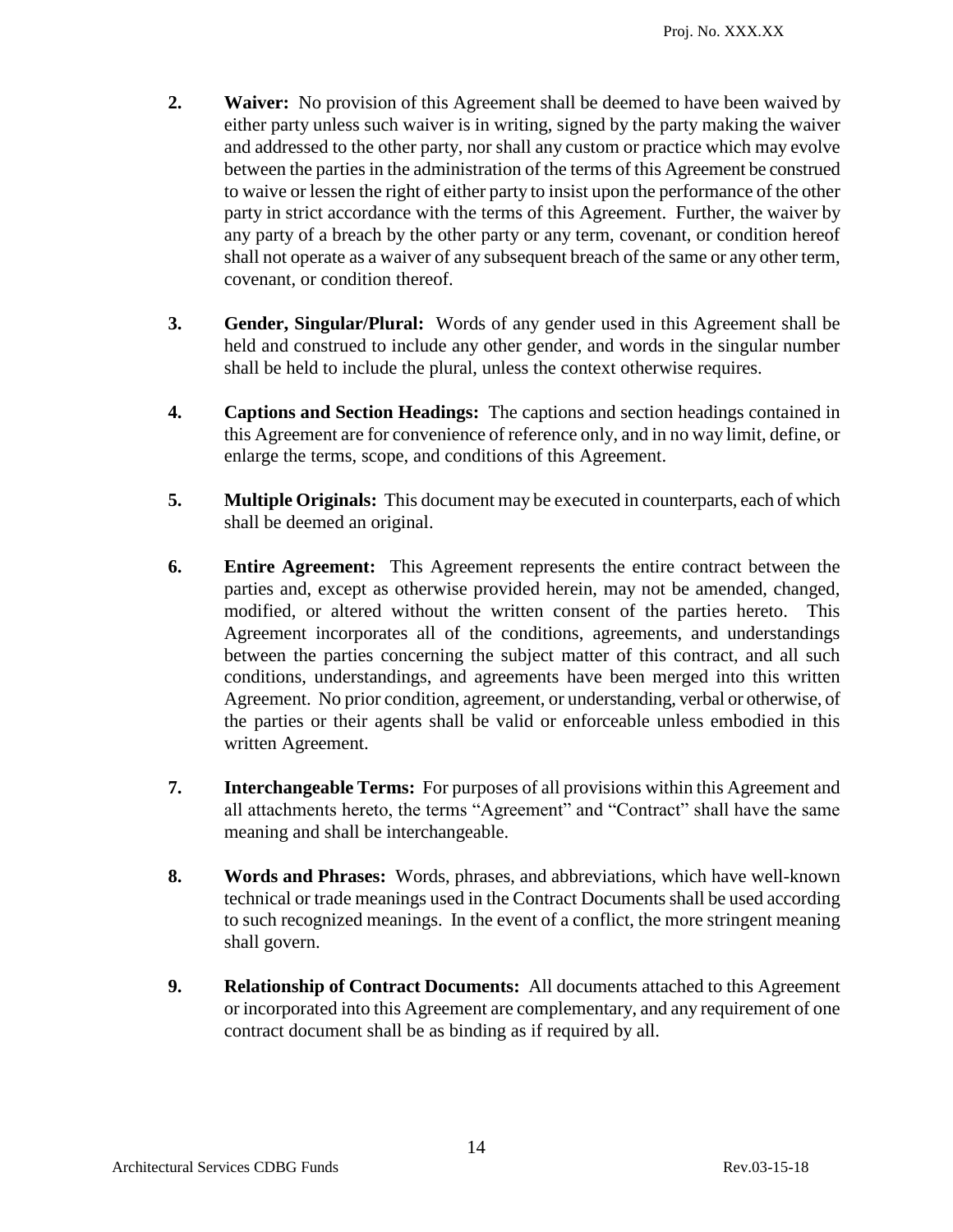2. **Waiver:** No provision of this Agreement shall be deemed to have been waived by either party unless such waiver is in writing, signed by the party making the waiver and addressed to the other party, nor shall any custom or practice which may evolve between the parties in the administration of the terms of this Agreement be construed to waive or lessen the right of either party to insist upon the performance of the other party in strict accordance with the terms of this Agreement. Further, the waiver by any party of a breach by the other party or any term, covenant, or condition hereof shall not operate as a waiver of any subsequent breach of the same or any other term, covenant, or condition thereof.

3. **Gender, Singular/Plural:** Words of any gender used in this Agreement shall be held and construed to include any other gender, and words in the singular number shall be held to include the plural, unless the context otherwise requires.

4. **Captions and Section Headings:** The captions and section headings contained in this Agreement are for convenience of reference only, and in no way limit, define, or enlarge the terms, scope, and conditions of this Agreement.

5. **Multiple Originals:** This document may be executed in counterparts, each of which shall be deemed an original.

6. **Entire Agreement:** This Agreement represents the entire contract between the parties and, except as otherwise provided herein, may not be amended, changed, modified, or altered without the written consent of the parties hereto. This Agreement incorporates all of the conditions, agreements, and understandings between the parties concerning the subject matter of this contract, and all such conditions, understandings, and agreements have been merged into this written Agreement. No prior condition, agreement, or understanding, verbal or otherwise, of the parties or their agents shall be valid or enforceable unless embodied in this written Agreement.

7. **Interchangeable Terms:** For purposes of all provisions within this Agreement and all attachments hereto, the terms "Agreement" and "Contract" shall have the same meaning and shall be interchangeable.

8. **Words and Phrases:** Words, phrases, and abbreviations, which have well-known technical or trade meanings used in the Contract Documents shall be used according to such recognized meanings. In the event of a conflict, the more stringent meaning shall govern.

9. **Relationship of Contract Documents:** All documents attached to this Agreement or incorporated into this Agreement are complementary, and any requirement of one contract document shall be as binding as if required by all.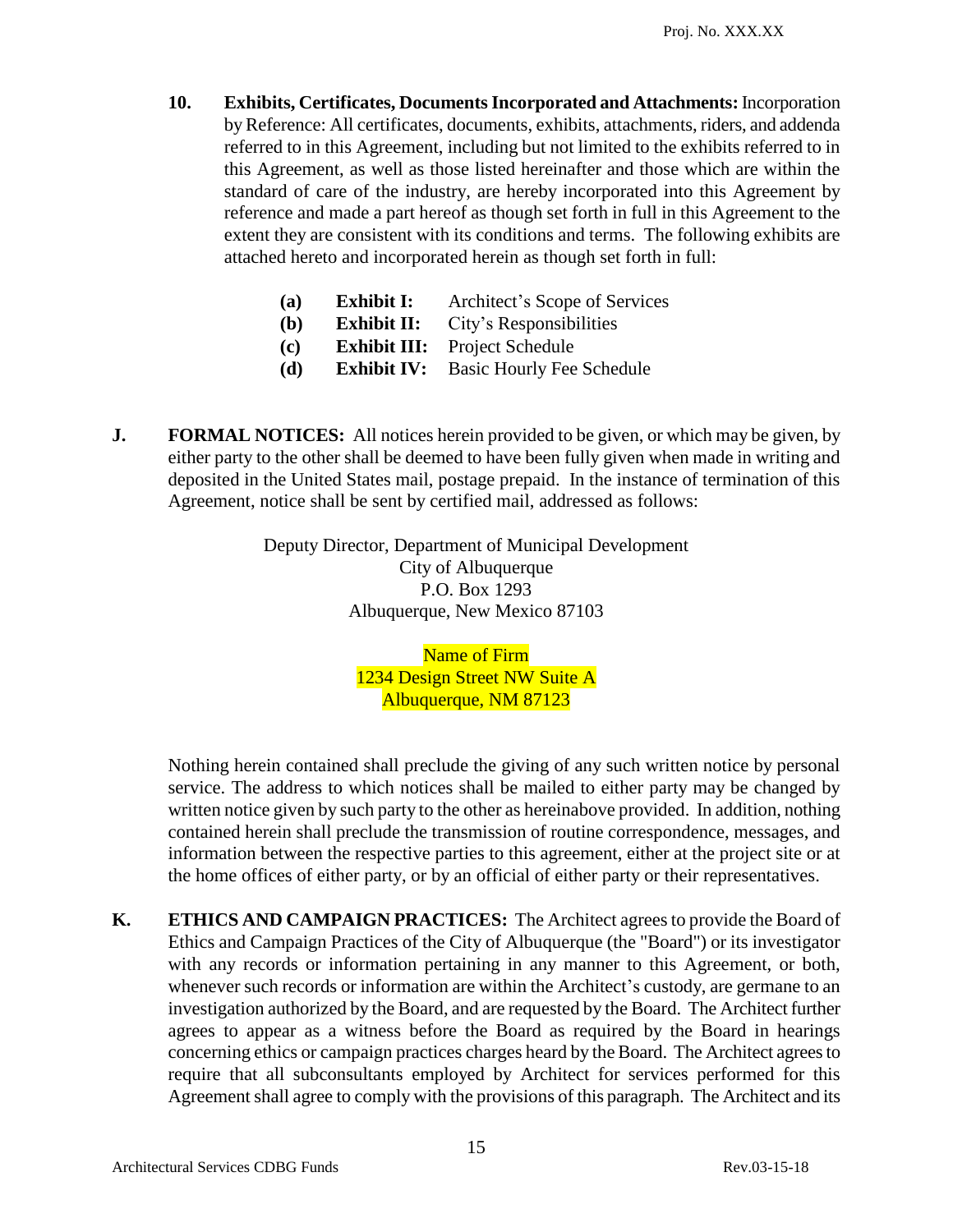**10. Exhibits, Certificates, Documents Incorporated and Attachments:** Incorporation by Reference: All certificates, documents, exhibits, attachments, riders, and addenda referred to in this Agreement, including but not limited to the exhibits referred to in this Agreement, as well as those listed hereinafter and those which are within the standard of care of the industry, are hereby incorporated into this Agreement by reference and made a part hereof as though set forth in full in this Agreement to the extent they are consistent with its conditions and terms. The following exhibits are attached hereto and incorporated herein as though set forth in full:

- **(a) Exhibit I:** Architect's Scope of Services
- **(b) Exhibit II:** City's Responsibilities
- **(c) Exhibit III:** Project Schedule
- **(d) Exhibit IV:** Basic Hourly Fee Schedule

**J. FORMAL NOTICES:** All notices herein provided to be given, or which may be given, by either party to the other shall be deemed to have been fully given when made in writing and deposited in the United States mail, postage prepaid. In the instance of termination of this Agreement, notice shall be sent by certified mail, addressed as follows:

Deputy Director, Department of Municipal Development
City of Albuquerque
P.O. Box 1293
Albuquerque, New Mexico 87103

Name of Firm
1234 Design Street NW Suite A
Albuquerque, NM 87123

Nothing herein contained shall preclude the giving of any such written notice by personal service. The address to which notices shall be mailed to either party may be changed by written notice given by such party to the other as hereinabove provided. In addition, nothing contained herein shall preclude the transmission of routine correspondence, messages, and information between the respective parties to this agreement, either at the project site or at the home offices of either party, or by an official of either party or their representatives.

**K. ETHICS AND CAMPAIGN PRACTICES:** The Architect agrees to provide the Board of Ethics and Campaign Practices of the City of Albuquerque (the "Board") or its investigator with any records or information pertaining in any manner to this Agreement, or both, whenever such records or information are within the Architect's custody, are germane to an investigation authorized by the Board, and are requested by the Board. The Architect further agrees to appear as a witness before the Board as required by the Board in hearings concerning ethics or campaign practices charges heard by the Board. The Architect agrees to require that all subconsultants employed by Architect for services performed for this Agreement shall agree to comply with the provisions of this paragraph. The Architect and its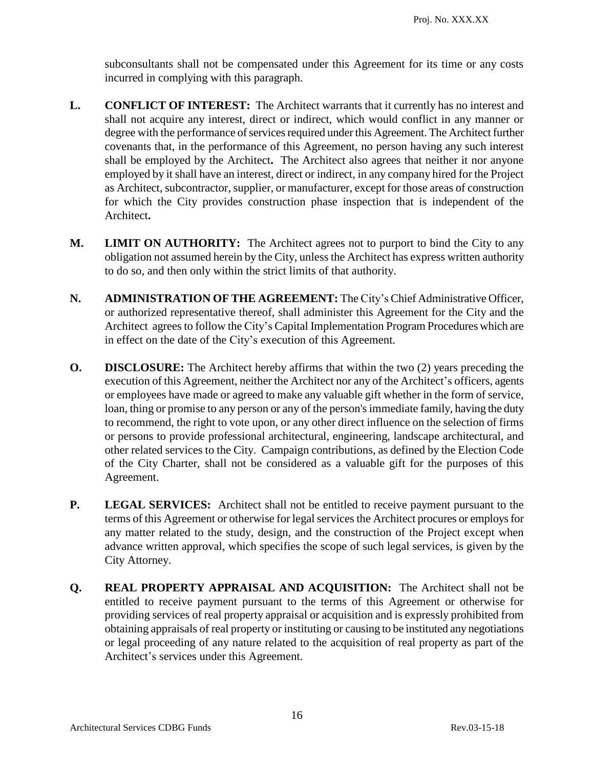subconsultants shall not be compensated under this Agreement for its time or any costs incurred in complying with this paragraph.

**L. CONFLICT OF INTEREST:** The Architect warrants that it currently has no interest and shall not acquire any interest, direct or indirect, which would conflict in any manner or degree with the performance of services required under this Agreement. The Architect further covenants that, in the performance of this Agreement, no person having any such interest shall be employed by the Architect**.** The Architect also agrees that neither it nor anyone employed by it shall have an interest, direct or indirect, in any company hired for the Project as Architect, subcontractor, supplier, or manufacturer, except for those areas of construction for which the City provides construction phase inspection that is independent of the Architect**.**

**M. LIMIT ON AUTHORITY:** The Architect agrees not to purport to bind the City to any obligation not assumed herein by the City, unless the Architect has express written authority to do so, and then only within the strict limits of that authority.

**N. ADMINISTRATION OF THE AGREEMENT:** The City's Chief Administrative Officer, or authorized representative thereof, shall administer this Agreement for the City and the Architect agrees to follow the City's Capital Implementation Program Procedures which are in effect on the date of the City's execution of this Agreement.

**O. DISCLOSURE:** The Architect hereby affirms that within the two (2) years preceding the execution of this Agreement, neither the Architect nor any of the Architect's officers, agents or employees have made or agreed to make any valuable gift whether in the form of service, loan, thing or promise to any person or any of the person's immediate family, having the duty to recommend, the right to vote upon, or any other direct influence on the selection of firms or persons to provide professional architectural, engineering, landscape architectural, and other related services to the City. Campaign contributions, as defined by the Election Code of the City Charter, shall not be considered as a valuable gift for the purposes of this Agreement.

**P. LEGAL SERVICES:** Architect shall not be entitled to receive payment pursuant to the terms of this Agreement or otherwise for legal services the Architect procures or employs for any matter related to the study, design, and the construction of the Project except when advance written approval, which specifies the scope of such legal services, is given by the City Attorney.

**Q. REAL PROPERTY APPRAISAL AND ACQUISITION:** The Architect shall not be entitled to receive payment pursuant to the terms of this Agreement or otherwise for providing services of real property appraisal or acquisition and is expressly prohibited from obtaining appraisals of real property or instituting or causing to be instituted any negotiations or legal proceeding of any nature related to the acquisition of real property as part of the Architect's services under this Agreement.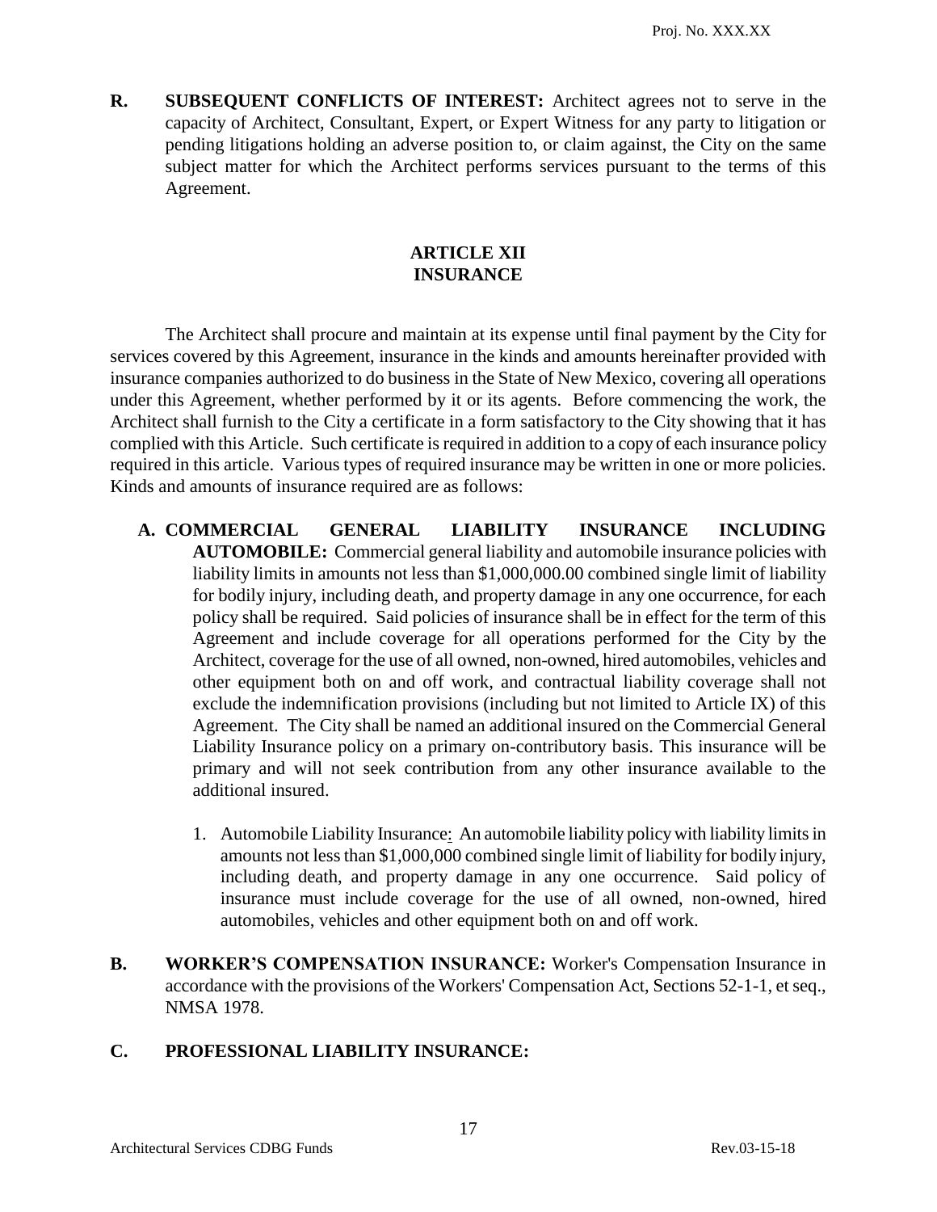**R. SUBSEQUENT CONFLICTS OF INTEREST:** Architect agrees not to serve in the capacity of Architect, Consultant, Expert, or Expert Witness for any party to litigation or pending litigations holding an adverse position to, or claim against, the City on the same subject matter for which the Architect performs services pursuant to the terms of this Agreement.

## ARTICLE XII
## INSURANCE

The Architect shall procure and maintain at its expense until final payment by the City for services covered by this Agreement, insurance in the kinds and amounts hereinafter provided with insurance companies authorized to do business in the State of New Mexico, covering all operations under this Agreement, whether performed by it or its agents. Before commencing the work, the Architect shall furnish to the City a certificate in a form satisfactory to the City showing that it has complied with this Article. Such certificate is required in addition to a copy of each insurance policy required in this article. Various types of required insurance may be written in one or more policies. Kinds and amounts of insurance required are as follows:

**A. COMMERCIAL GENERAL LIABILITY INSURANCE INCLUDING AUTOMOBILE:** Commercial general liability and automobile insurance policies with liability limits in amounts not less than $1,000,000.00 combined single limit of liability for bodily injury, including death, and property damage in any one occurrence, for each policy shall be required. Said policies of insurance shall be in effect for the term of this Agreement and include coverage for all operations performed for the City by the Architect, coverage for the use of all owned, non-owned, hired automobiles, vehicles and other equipment both on and off work, and contractual liability coverage shall not exclude the indemnification provisions (including but not limited to Article IX) of this Agreement. The City shall be named an additional insured on the Commercial General Liability Insurance policy on a primary on-contributory basis. This insurance will be primary and will not seek contribution from any other insurance available to the additional insured.

1. Automobile Liability Insurance: An automobile liability policy with liability limits in amounts not less than $1,000,000 combined single limit of liability for bodily injury, including death, and property damage in any one occurrence. Said policy of insurance must include coverage for the use of all owned, non-owned, hired automobiles, vehicles and other equipment both on and off work.

**B. WORKER'S COMPENSATION INSURANCE:** Worker's Compensation Insurance in accordance with the provisions of the Workers' Compensation Act, Sections 52-1-1, et seq., NMSA 1978.

**C. PROFESSIONAL LIABILITY INSURANCE:**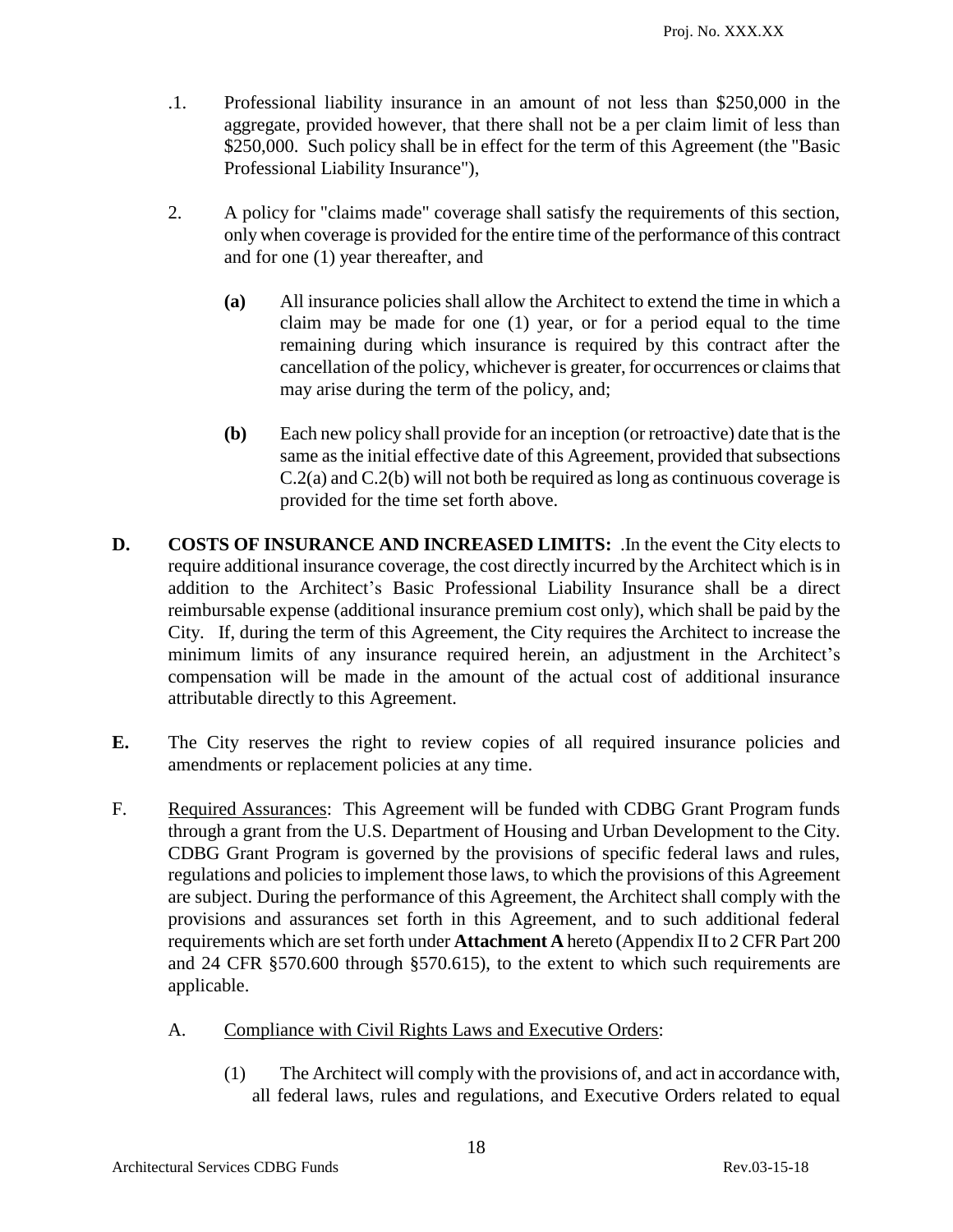.1. Professional liability insurance in an amount of not less than $250,000 in the aggregate, provided however, that there shall not be a per claim limit of less than $250,000. Such policy shall be in effect for the term of this Agreement (the "Basic Professional Liability Insurance"),

2. A policy for "claims made" coverage shall satisfy the requirements of this section, only when coverage is provided for the entire time of the performance of this contract and for one (1) year thereafter, and

   **(a)** All insurance policies shall allow the Architect to extend the time in which a claim may be made for one (1) year, or for a period equal to the time remaining during which insurance is required by this contract after the cancellation of the policy, whichever is greater, for occurrences or claims that may arise during the term of the policy, and;

   **(b)** Each new policy shall provide for an inception (or retroactive) date that is the same as the initial effective date of this Agreement, provided that subsections C.2(a) and C.2(b) will not both be required as long as continuous coverage is provided for the time set forth above.

**D. COSTS OF INSURANCE AND INCREASED LIMITS:** .In the event the City elects to require additional insurance coverage, the cost directly incurred by the Architect which is in addition to the Architect's Basic Professional Liability Insurance shall be a direct reimbursable expense (additional insurance premium cost only), which shall be paid by the City. If, during the term of this Agreement, the City requires the Architect to increase the minimum limits of any insurance required herein, an adjustment in the Architect's compensation will be made in the amount of the actual cost of additional insurance attributable directly to this Agreement.

**E.** The City reserves the right to review copies of all required insurance policies and amendments or replacement policies at any time.

F. Required Assurances: This Agreement will be funded with CDBG Grant Program funds through a grant from the U.S. Department of Housing and Urban Development to the City. CDBG Grant Program is governed by the provisions of specific federal laws and rules, regulations and policies to implement those laws, to which the provisions of this Agreement are subject. During the performance of this Agreement, the Architect shall comply with the provisions and assurances set forth in this Agreement, and to such additional federal requirements which are set forth under **Attachment A** hereto (Appendix II to 2 CFR Part 200 and 24 CFR §570.600 through §570.615), to the extent to which such requirements are applicable.

   A. Compliance with Civil Rights Laws and Executive Orders:

      (1) The Architect will comply with the provisions of, and act in accordance with, all federal laws, rules and regulations, and Executive Orders related to equal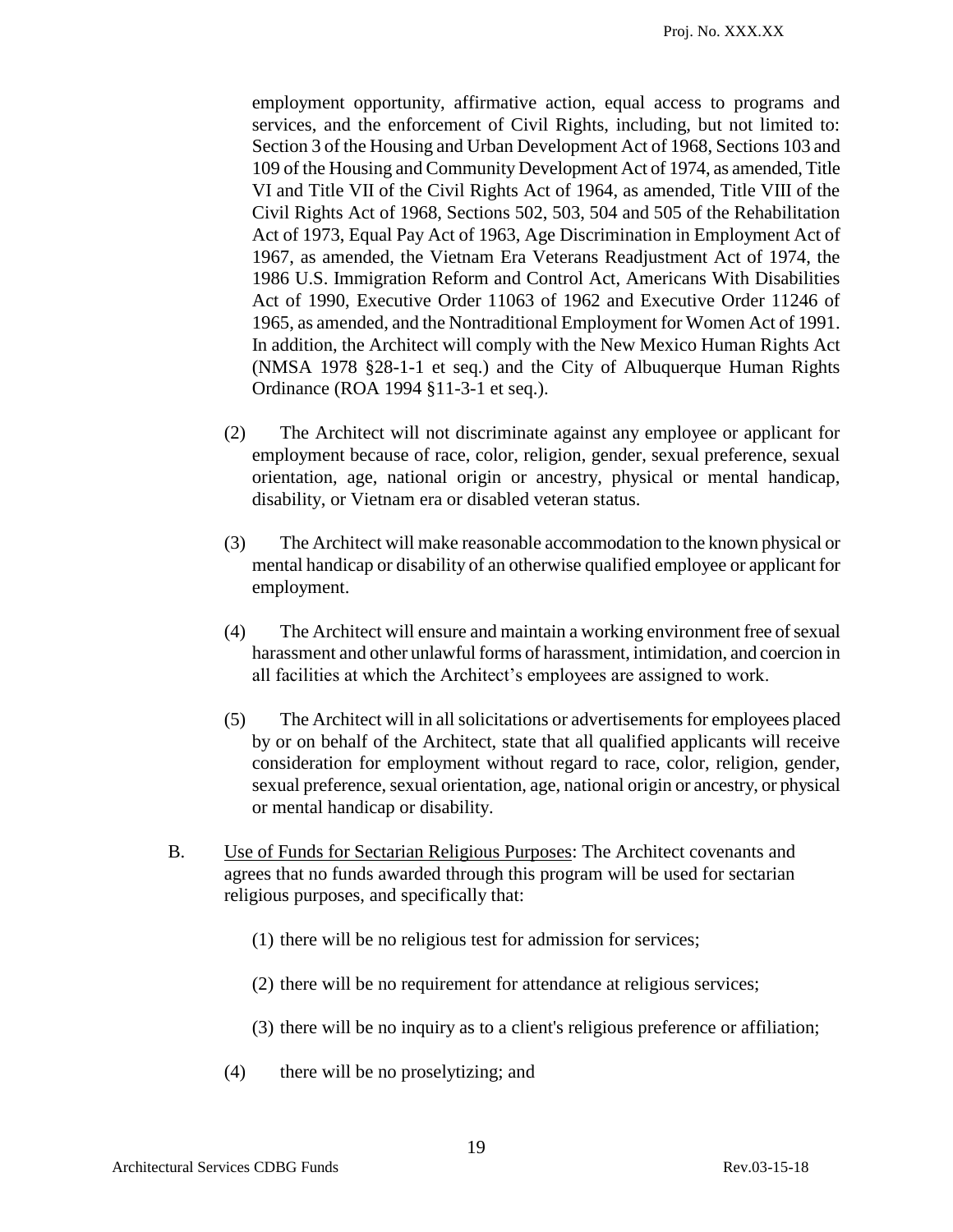employment opportunity, affirmative action, equal access to programs and services, and the enforcement of Civil Rights, including, but not limited to: Section 3 of the Housing and Urban Development Act of 1968, Sections 103 and 109 of the Housing and Community Development Act of 1974, as amended, Title VI and Title VII of the Civil Rights Act of 1964, as amended, Title VIII of the Civil Rights Act of 1968, Sections 502, 503, 504 and 505 of the Rehabilitation Act of 1973, Equal Pay Act of 1963, Age Discrimination in Employment Act of 1967, as amended, the Vietnam Era Veterans Readjustment Act of 1974, the 1986 U.S. Immigration Reform and Control Act, Americans With Disabilities Act of 1990, Executive Order 11063 of 1962 and Executive Order 11246 of 1965, as amended, and the Nontraditional Employment for Women Act of 1991. In addition, the Architect will comply with the New Mexico Human Rights Act (NMSA 1978 §28-1-1 et seq.) and the City of Albuquerque Human Rights Ordinance (ROA 1994 §11-3-1 et seq.).

(2) The Architect will not discriminate against any employee or applicant for employment because of race, color, religion, gender, sexual preference, sexual orientation, age, national origin or ancestry, physical or mental handicap, disability, or Vietnam era or disabled veteran status.

(3) The Architect will make reasonable accommodation to the known physical or mental handicap or disability of an otherwise qualified employee or applicant for employment.

(4) The Architect will ensure and maintain a working environment free of sexual harassment and other unlawful forms of harassment, intimidation, and coercion in all facilities at which the Architect's employees are assigned to work.

(5) The Architect will in all solicitations or advertisements for employees placed by or on behalf of the Architect, state that all qualified applicants will receive consideration for employment without regard to race, color, religion, gender, sexual preference, sexual orientation, age, national origin or ancestry, or physical or mental handicap or disability.

B. Use of Funds for Sectarian Religious Purposes: The Architect covenants and agrees that no funds awarded through this program will be used for sectarian religious purposes, and specifically that:

(1) there will be no religious test for admission for services;

(2) there will be no requirement for attendance at religious services;

(3) there will be no inquiry as to a client's religious preference or affiliation;

(4) there will be no proselytizing; and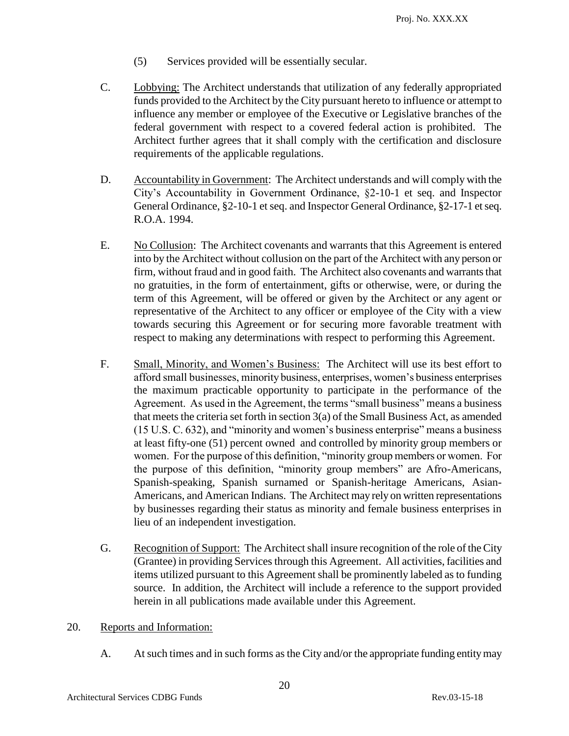(5) Services provided will be essentially secular.

C. Lobbying: The Architect understands that utilization of any federally appropriated funds provided to the Architect by the City pursuant hereto to influence or attempt to influence any member or employee of the Executive or Legislative branches of the federal government with respect to a covered federal action is prohibited. The Architect further agrees that it shall comply with the certification and disclosure requirements of the applicable regulations.

D. Accountability in Government: The Architect understands and will comply with the City's Accountability in Government Ordinance, §2-10-1 et seq. and Inspector General Ordinance, §2-10-1 et seq. and Inspector General Ordinance, §2-17-1 et seq. R.O.A. 1994.

E. No Collusion: The Architect covenants and warrants that this Agreement is entered into by the Architect without collusion on the part of the Architect with any person or firm, without fraud and in good faith. The Architect also covenants and warrants that no gratuities, in the form of entertainment, gifts or otherwise, were, or during the term of this Agreement, will be offered or given by the Architect or any agent or representative of the Architect to any officer or employee of the City with a view towards securing this Agreement or for securing more favorable treatment with respect to making any determinations with respect to performing this Agreement.

F. Small, Minority, and Women's Business: The Architect will use its best effort to afford small businesses, minority business, enterprises, women's business enterprises the maximum practicable opportunity to participate in the performance of the Agreement. As used in the Agreement, the terms "small business" means a business that meets the criteria set forth in section 3(a) of the Small Business Act, as amended (15 U.S. C. 632), and "minority and women's business enterprise" means a business at least fifty-one (51) percent owned and controlled by minority group members or women. For the purpose of this definition, "minority group members or women. For the purpose of this definition, "minority group members" are Afro-Americans, Spanish-speaking, Spanish surnamed or Spanish-heritage Americans, Asian-Americans, and American Indians. The Architect may rely on written representations by businesses regarding their status as minority and female business enterprises in lieu of an independent investigation.

G. Recognition of Support: The Architect shall insure recognition of the role of the City (Grantee) in providing Services through this Agreement. All activities, facilities and items utilized pursuant to this Agreement shall be prominently labeled as to funding source. In addition, the Architect will include a reference to the support provided herein in all publications made available under this Agreement.

20. Reports and Information:

A. At such times and in such forms as the City and/or the appropriate funding entity may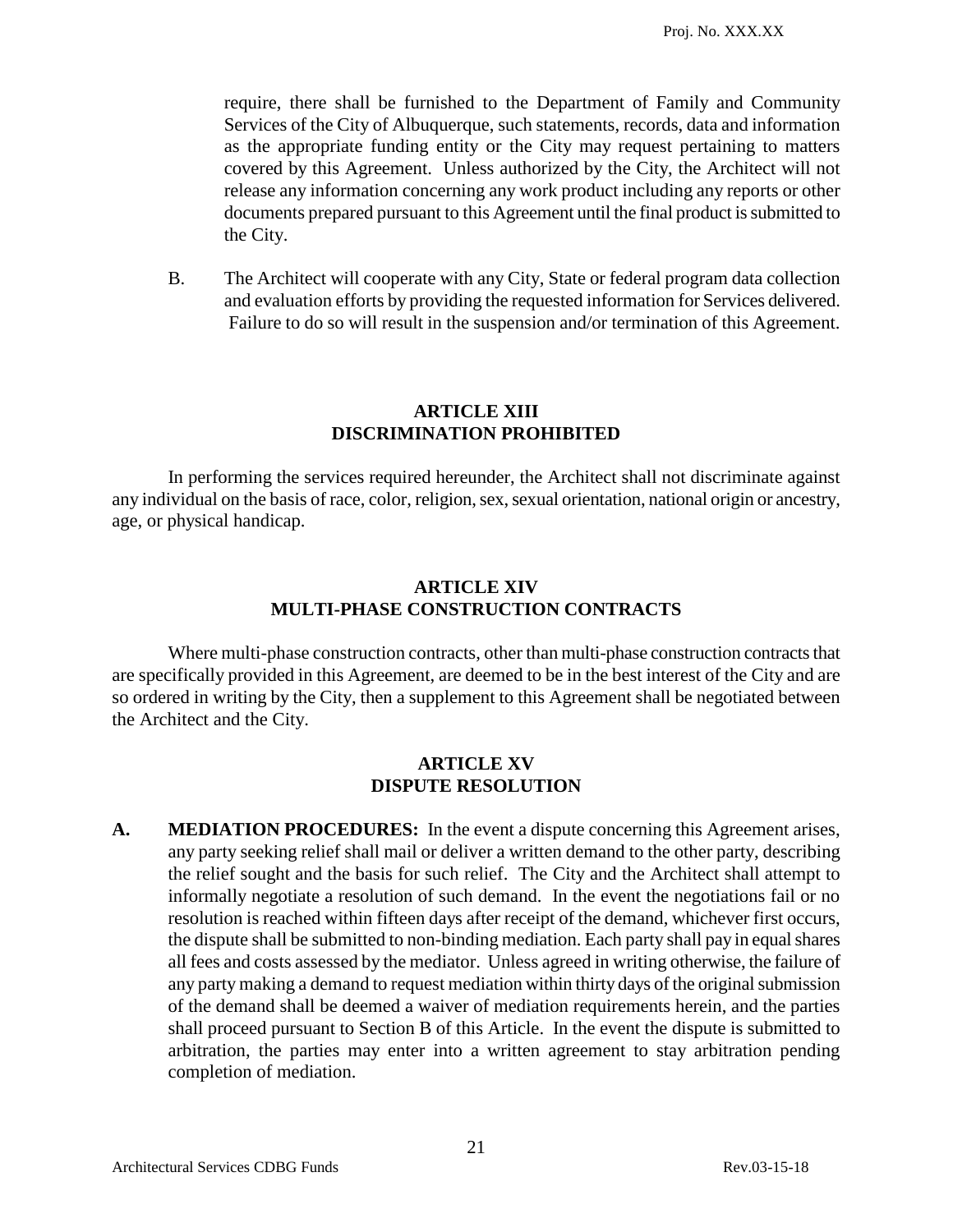require, there shall be furnished to the Department of Family and Community Services of the City of Albuquerque, such statements, records, data and information as the appropriate funding entity or the City may request pertaining to matters covered by this Agreement. Unless authorized by the City, the Architect will not release any information concerning any work product including any reports or other documents prepared pursuant to this Agreement until the final product is submitted to the City.

B. The Architect will cooperate with any City, State or federal program data collection and evaluation efforts by providing the requested information for Services delivered. Failure to do so will result in the suspension and/or termination of this Agreement.

## ARTICLE XIII
## DISCRIMINATION PROHIBITED

In performing the services required hereunder, the Architect shall not discriminate against any individual on the basis of race, color, religion, sex, sexual orientation, national origin or ancestry, age, or physical handicap.

## ARTICLE XIV
## MULTI-PHASE CONSTRUCTION CONTRACTS

Where multi-phase construction contracts, other than multi-phase construction contracts that are specifically provided in this Agreement, are deemed to be in the best interest of the City and are so ordered in writing by the City, then a supplement to this Agreement shall be negotiated between the Architect and the City.

## ARTICLE XV
## DISPUTE RESOLUTION

**A. MEDIATION PROCEDURES:** In the event a dispute concerning this Agreement arises, any party seeking relief shall mail or deliver a written demand to the other party, describing the relief sought and the basis for such relief. The City and the Architect shall attempt to informally negotiate a resolution of such demand. In the event the negotiations fail or no resolution is reached within fifteen days after receipt of the demand, whichever first occurs, the dispute shall be submitted to non-binding mediation. Each party shall pay in equal shares all fees and costs assessed by the mediator. Unless agreed in writing otherwise, the failure of any party making a demand to request mediation within thirty days of the original submission of the demand shall be deemed a waiver of mediation requirements herein, and the parties shall proceed pursuant to Section B of this Article. In the event the dispute is submitted to arbitration, the parties may enter into a written agreement to stay arbitration pending completion of mediation.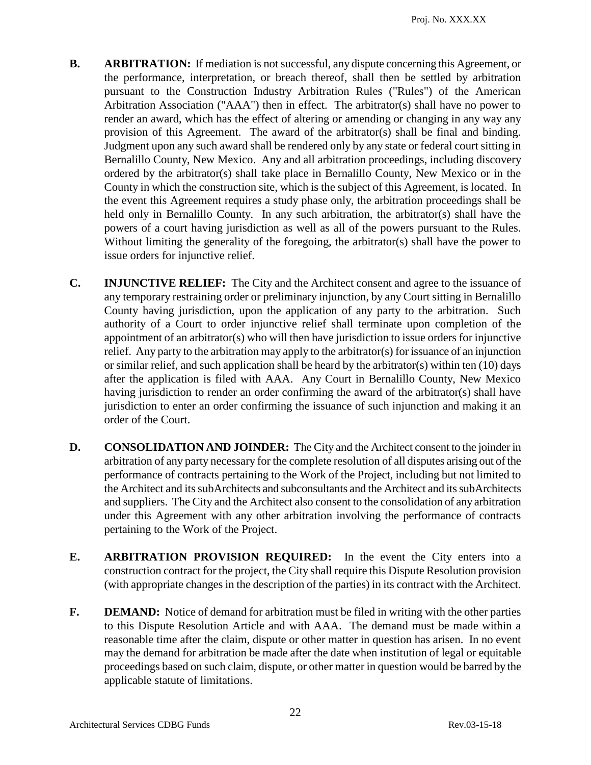**B. ARBITRATION:** If mediation is not successful, any dispute concerning this Agreement, or the performance, interpretation, or breach thereof, shall then be settled by arbitration pursuant to the Construction Industry Arbitration Rules ("Rules") of the American Arbitration Association ("AAA") then in effect. The arbitrator(s) shall have no power to render an award, which has the effect of altering or amending or changing in any way any provision of this Agreement. The award of the arbitrator(s) shall be final and binding. Judgment upon any such award shall be rendered only by any state or federal court sitting in Bernalillo County, New Mexico. Any and all arbitration proceedings, including discovery ordered by the arbitrator(s) shall take place in Bernalillo County, New Mexico or in the County in which the construction site, which is the subject of this Agreement, is located. In the event this Agreement requires a study phase only, the arbitration proceedings shall be held only in Bernalillo County. In any such arbitration, the arbitrator(s) shall have the powers of a court having jurisdiction as well as all of the powers pursuant to the Rules. Without limiting the generality of the foregoing, the arbitrator(s) shall have the power to issue orders for injunctive relief.

**C. INJUNCTIVE RELIEF:** The City and the Architect consent and agree to the issuance of any temporary restraining order or preliminary injunction, by any Court sitting in Bernalillo County having jurisdiction, upon the application of any party to the arbitration. Such authority of a Court to order injunctive relief shall terminate upon completion of the appointment of an arbitrator(s) who will then have jurisdiction to issue orders for injunctive relief. Any party to the arbitration may apply to the arbitrator(s) for issuance of an injunction or similar relief, and such application shall be heard by the arbitrator(s) within ten (10) days after the application is filed with AAA. Any Court in Bernalillo County, New Mexico having jurisdiction to render an order confirming the award of the arbitrator(s) shall have jurisdiction to enter an order confirming the issuance of such injunction and making it an order of the Court.

**D. CONSOLIDATION AND JOINDER:** The City and the Architect consent to the joinder in arbitration of any party necessary for the complete resolution of all disputes arising out of the performance of contracts pertaining to the Work of the Project, including but not limited to the Architect and its subArchitects and subconsultants and the Architect and its subArchitects and suppliers. The City and the Architect also consent to the consolidation of any arbitration under this Agreement with any other arbitration involving the performance of contracts pertaining to the Work of the Project.

**E. ARBITRATION PROVISION REQUIRED:** In the event the City enters into a construction contract for the project, the City shall require this Dispute Resolution provision (with appropriate changes in the description of the parties) in its contract with the Architect.

**F. DEMAND:** Notice of demand for arbitration must be filed in writing with the other parties to this Dispute Resolution Article and with AAA. The demand must be made within a reasonable time after the claim, dispute or other matter in question has arisen. In no event may the demand for arbitration be made after the date when institution of legal or equitable proceedings based on such claim, dispute, or other matter in question would be barred by the applicable statute of limitations.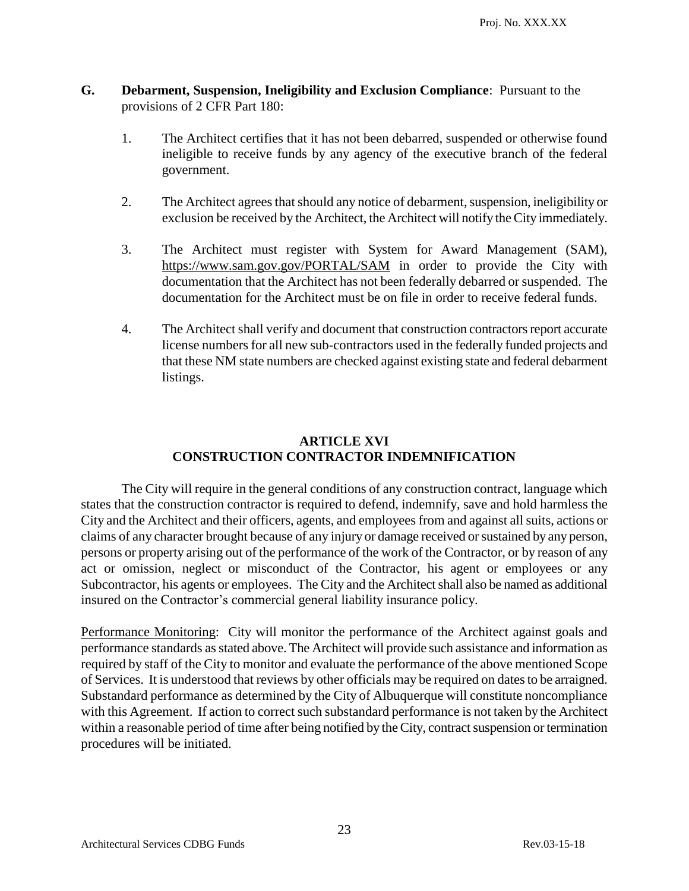**G. Debarment, Suspension, Ineligibility and Exclusion Compliance**: Pursuant to the provisions of 2 CFR Part 180:

1. The Architect certifies that it has not been debarred, suspended or otherwise found ineligible to receive funds by any agency of the executive branch of the federal government.

2. The Architect agrees that should any notice of debarment, suspension, ineligibility or exclusion be received by the Architect, the Architect will notify the City immediately.

3. The Architect must register with System for Award Management (SAM), https://www.sam.gov.gov/PORTAL/SAM in order to provide the City with documentation that the Architect has not been federally debarred or suspended. The documentation for the Architect must be on file in order to receive federal funds.

4. The Architect shall verify and document that construction contractors report accurate license numbers for all new sub-contractors used in the federally funded projects and that these NM state numbers are checked against existing state and federal debarment listings.

## ARTICLE XVI
## CONSTRUCTION CONTRACTOR INDEMNIFICATION

The City will require in the general conditions of any construction contract, language which states that the construction contractor is required to defend, indemnify, save and hold harmless the City and the Architect and their officers, agents, and employees from and against all suits, actions or claims of any character brought because of any injury or damage received or sustained by any person, persons or property arising out of the performance of the work of the Contractor, or by reason of any act or omission, neglect or misconduct of the Contractor, his agent or employees or any Subcontractor, his agents or employees. The City and the Architect shall also be named as additional insured on the Contractor's commercial general liability insurance policy.

Performance Monitoring: City will monitor the performance of the Architect against goals and performance standards as stated above. The Architect will provide such assistance and information as required by staff of the City to monitor and evaluate the performance of the above mentioned Scope of Services. It is understood that reviews by other officials may be required on dates to be arraigned. Substandard performance as determined by the City of Albuquerque will constitute noncompliance with this Agreement. If action to correct such substandard performance is not taken by the Architect within a reasonable period of time after being notified by the City, contract suspension or termination procedures will be initiated.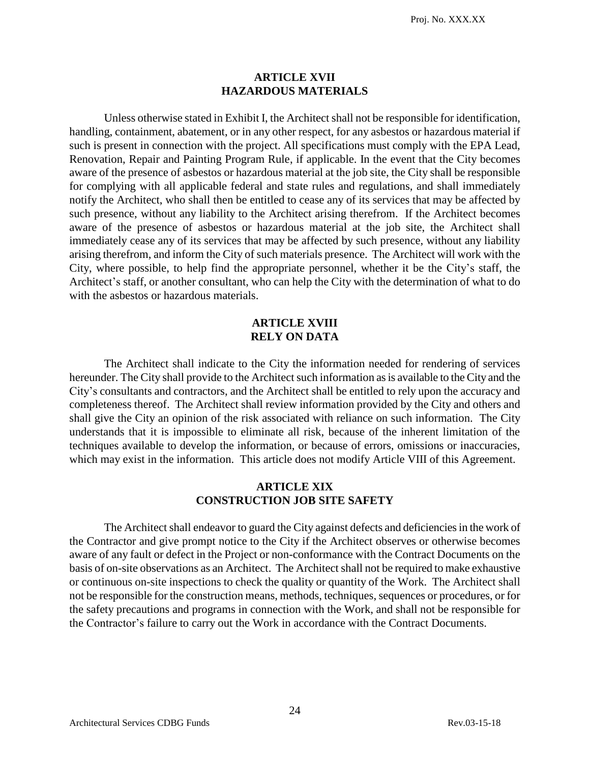## ARTICLE XVII
## HAZARDOUS MATERIALS

Unless otherwise stated in Exhibit I, the Architect shall not be responsible for identification, handling, containment, abatement, or in any other respect, for any asbestos or hazardous material if such is present in connection with the project. All specifications must comply with the EPA Lead, Renovation, Repair and Painting Program Rule, if applicable. In the event that the City becomes aware of the presence of asbestos or hazardous material at the job site, the City shall be responsible for complying with all applicable federal and state rules and regulations, and shall immediately notify the Architect, who shall then be entitled to cease any of its services that may be affected by such presence, without any liability to the Architect arising therefrom. If the Architect becomes aware of the presence of asbestos or hazardous material at the job site, the Architect shall immediately cease any of its services that may be affected by such presence, without any liability arising therefrom, and inform the City of such materials presence. The Architect will work with the City, where possible, to help find the appropriate personnel, whether it be the City's staff, the Architect's staff, or another consultant, who can help the City with the determination of what to do with the asbestos or hazardous materials.

## ARTICLE XVIII
## RELY ON DATA

The Architect shall indicate to the City the information needed for rendering of services hereunder. The City shall provide to the Architect such information as is available to the City and the City's consultants and contractors, and the Architect shall be entitled to rely upon the accuracy and completeness thereof. The Architect shall review information provided by the City and others and shall give the City an opinion of the risk associated with reliance on such information. The City understands that it is impossible to eliminate all risk, because of the inherent limitation of the techniques available to develop the information, or because of errors, omissions or inaccuracies, which may exist in the information. This article does not modify Article VIII of this Agreement.

## ARTICLE XIX
## CONSTRUCTION JOB SITE SAFETY

The Architect shall endeavor to guard the City against defects and deficiencies in the work of the Contractor and give prompt notice to the City if the Architect observes or otherwise becomes aware of any fault or defect in the Project or non-conformance with the Contract Documents on the basis of on-site observations as an Architect. The Architect shall not be required to make exhaustive or continuous on-site inspections to check the quality or quantity of the Work. The Architect shall not be responsible for the construction means, methods, techniques, sequences or procedures, or for the safety precautions and programs in connection with the Work, and shall not be responsible for the Contractor's failure to carry out the Work in accordance with the Contract Documents.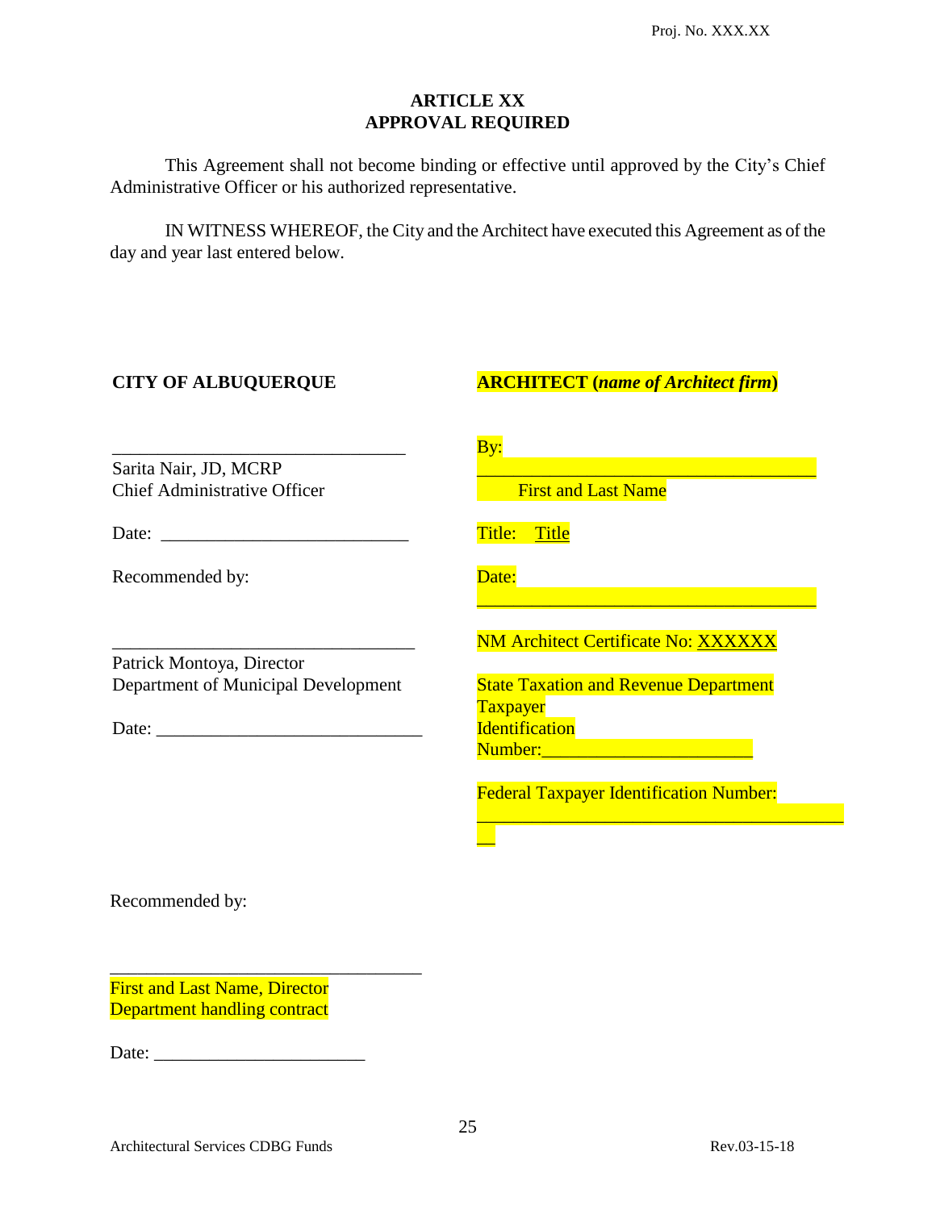## ARTICLE XX
## APPROVAL REQUIRED

This Agreement shall not become binding or effective until approved by the City's Chief Administrative Officer or his authorized representative.

IN WITNESS WHEREOF, the City and the Architect have executed this Agreement as of the day and year last entered below.

**CITY OF ALBUQUERQUE**

________________________________
Sarita Nair, JD, MCRP
Chief Administrative Officer

Date: ___________________________

Recommended by:

_________________________________
Patrick Montoya, Director
Department of Municipal Development

Date: _____________________________

**ARCHITECT (*name of Architect firm*)**

By: _____________________________________
First and Last Name

Title: Title

Date: _____________________________________

NM Architect Certificate No: XXXXXX

State Taxation and Revenue Department Taxpayer Identification Number:______________________

Federal Taxpayer Identification Number: __________________________________________

Recommended by:

___________________________________
First and Last Name, Director
Department handling contract

Date: _______________________